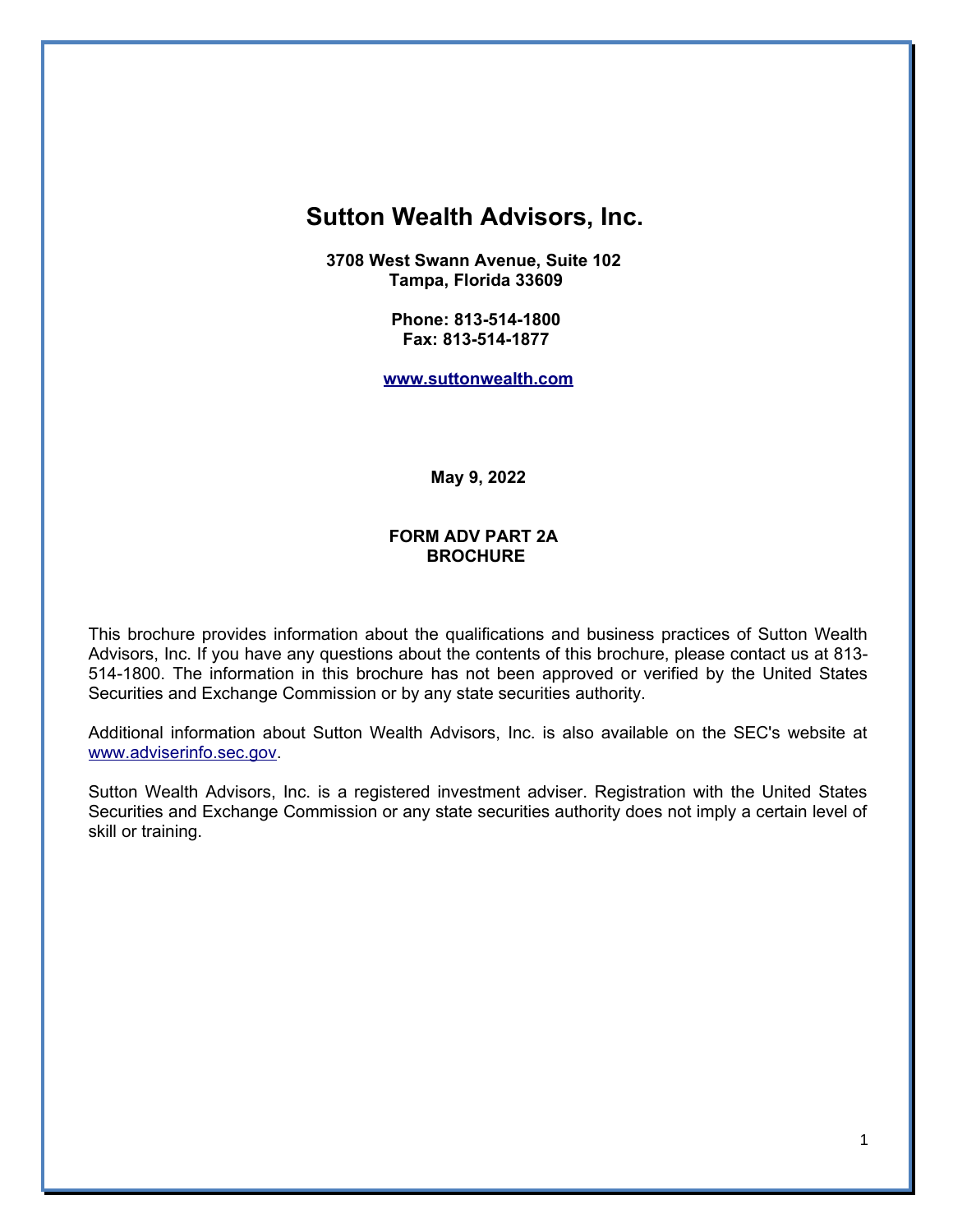# Sutton Wealth Advisors, Inc.

**3708 West Swann Avenue, Suite 102**
**Tampa, Florida 33609**

**Phone: 813-514-1800**
**Fax: 813-514-1877**

**[www.suttonwealth.com](http://www.suttonwealth.com)**

**May 9, 2022**

**FORM ADV PART 2A**
**BROCHURE**

This brochure provides information about the qualifications and business practices of Sutton Wealth Advisors, Inc. If you have any questions about the contents of this brochure, please contact us at 813-514-1800. The information in this brochure has not been approved or verified by the United States Securities and Exchange Commission or by any state securities authority.

Additional information about Sutton Wealth Advisors, Inc. is also available on the SEC's website at [www.adviserinfo.sec.gov](http://www.adviserinfo.sec.gov).

Sutton Wealth Advisors, Inc. is a registered investment adviser. Registration with the United States Securities and Exchange Commission or any state securities authority does not imply a certain level of skill or training.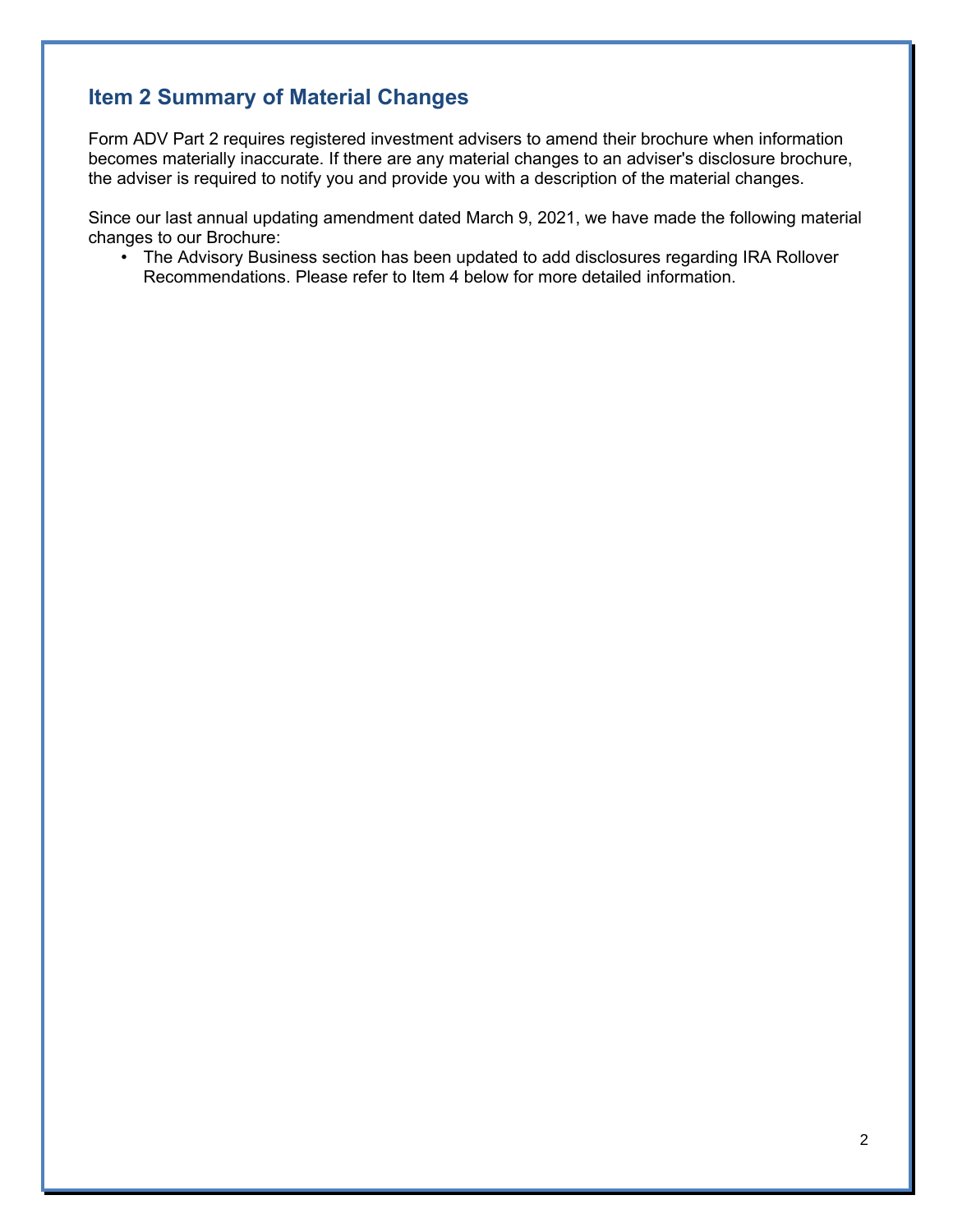## Item 2 Summary of Material Changes

Form ADV Part 2 requires registered investment advisers to amend their brochure when information becomes materially inaccurate. If there are any material changes to an adviser's disclosure brochure, the adviser is required to notify you and provide you with a description of the material changes.

Since our last annual updating amendment dated March 9, 2021, we have made the following material changes to our Brochure:

- The Advisory Business section has been updated to add disclosures regarding IRA Rollover Recommendations. Please refer to Item 4 below for more detailed information.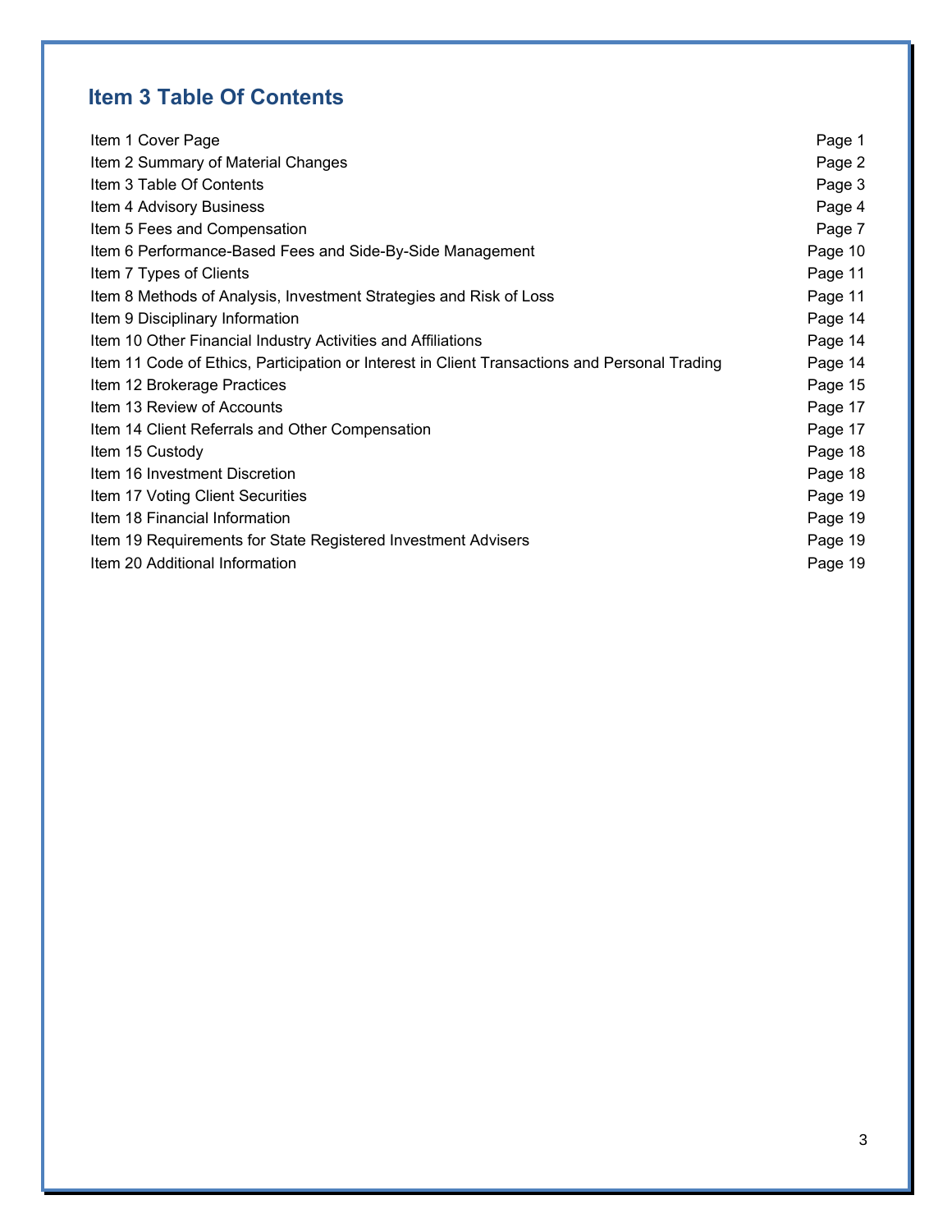## Item 3 Table Of Contents

| | |
|---|---|
| Item 1 Cover Page | Page 1 |
| Item 2 Summary of Material Changes | Page 2 |
| Item 3 Table Of Contents | Page 3 |
| Item 4 Advisory Business | Page 4 |
| Item 5 Fees and Compensation | Page 7 |
| Item 6 Performance-Based Fees and Side-By-Side Management | Page 10 |
| Item 7 Types of Clients | Page 11 |
| Item 8 Methods of Analysis, Investment Strategies and Risk of Loss | Page 11 |
| Item 9 Disciplinary Information | Page 14 |
| Item 10 Other Financial Industry Activities and Affiliations | Page 14 |
| Item 11 Code of Ethics, Participation or Interest in Client Transactions and Personal Trading | Page 14 |
| Item 12 Brokerage Practices | Page 15 |
| Item 13 Review of Accounts | Page 17 |
| Item 14 Client Referrals and Other Compensation | Page 17 |
| Item 15 Custody | Page 18 |
| Item 16 Investment Discretion | Page 18 |
| Item 17 Voting Client Securities | Page 19 |
| Item 18 Financial Information | Page 19 |
| Item 19 Requirements for State Registered Investment Advisers | Page 19 |
| Item 20 Additional Information | Page 19 |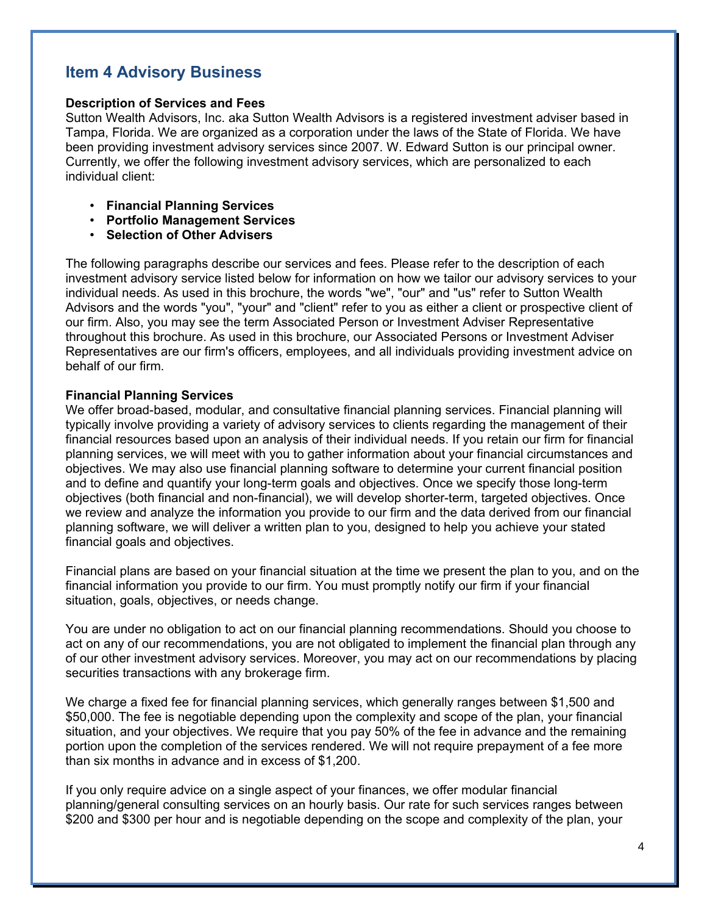## Item 4 Advisory Business

**Description of Services and Fees**
Sutton Wealth Advisors, Inc. aka Sutton Wealth Advisors is a registered investment adviser based in Tampa, Florida. We are organized as a corporation under the laws of the State of Florida. We have been providing investment advisory services since 2007. W. Edward Sutton is our principal owner. Currently, we offer the following investment advisory services, which are personalized to each individual client:

- **Financial Planning Services**
- **Portfolio Management Services**
- **Selection of Other Advisers**

The following paragraphs describe our services and fees. Please refer to the description of each investment advisory service listed below for information on how we tailor our advisory services to your individual needs. As used in this brochure, the words "we", "our" and "us" refer to Sutton Wealth Advisors and the words "you", "your" and "client" refer to you as either a client or prospective client of our firm. Also, you may see the term Associated Person or Investment Adviser Representative throughout this brochure. As used in this brochure, our Associated Persons or Investment Adviser Representatives are our firm's officers, employees, and all individuals providing investment advice on behalf of our firm.

**Financial Planning Services**
We offer broad-based, modular, and consultative financial planning services. Financial planning will typically involve providing a variety of advisory services to clients regarding the management of their financial resources based upon an analysis of their individual needs. If you retain our firm for financial planning services, we will meet with you to gather information about your financial circumstances and objectives. We may also use financial planning software to determine your current financial position and to define and quantify your long-term goals and objectives. Once we specify those long-term objectives (both financial and non-financial), we will develop shorter-term, targeted objectives. Once we review and analyze the information you provide to our firm and the data derived from our financial planning software, we will deliver a written plan to you, designed to help you achieve your stated financial goals and objectives.

Financial plans are based on your financial situation at the time we present the plan to you, and on the financial information you provide to our firm. You must promptly notify our firm if your financial situation, goals, objectives, or needs change.

You are under no obligation to act on our financial planning recommendations. Should you choose to act on any of our recommendations, you are not obligated to implement the financial plan through any of our other investment advisory services. Moreover, you may act on our recommendations by placing securities transactions with any brokerage firm.

We charge a fixed fee for financial planning services, which generally ranges between $1,500 and $50,000. The fee is negotiable depending upon the complexity and scope of the plan, your financial situation, and your objectives. We require that you pay 50% of the fee in advance and the remaining portion upon the completion of the services rendered. We will not require prepayment of a fee more than six months in advance and in excess of $1,200.

If you only require advice on a single aspect of your finances, we offer modular financial planning/general consulting services on an hourly basis. Our rate for such services ranges between $200 and $300 per hour and is negotiable depending on the scope and complexity of the plan, your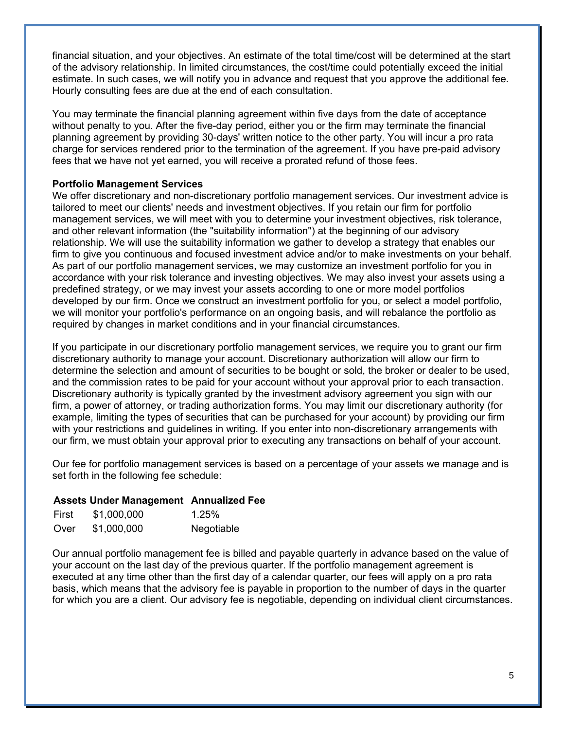financial situation, and your objectives. An estimate of the total time/cost will be determined at the start of the advisory relationship. In limited circumstances, the cost/time could potentially exceed the initial estimate. In such cases, we will notify you in advance and request that you approve the additional fee. Hourly consulting fees are due at the end of each consultation.

You may terminate the financial planning agreement within five days from the date of acceptance without penalty to you. After the five-day period, either you or the firm may terminate the financial planning agreement by providing 30-days' written notice to the other party. You will incur a pro rata charge for services rendered prior to the termination of the agreement. If you have pre-paid advisory fees that we have not yet earned, you will receive a prorated refund of those fees.

**Portfolio Management Services**

We offer discretionary and non-discretionary portfolio management services. Our investment advice is tailored to meet our clients' needs and investment objectives. If you retain our firm for portfolio management services, we will meet with you to determine your investment objectives, risk tolerance, and other relevant information (the "suitability information") at the beginning of our advisory relationship. We will use the suitability information we gather to develop a strategy that enables our firm to give you continuous and focused investment advice and/or to make investments on your behalf. As part of our portfolio management services, we may customize an investment portfolio for you in accordance with your risk tolerance and investing objectives. We may also invest your assets using a predefined strategy, or we may invest your assets according to one or more model portfolios developed by our firm. Once we construct an investment portfolio for you, or select a model portfolio, we will monitor your portfolio's performance on an ongoing basis, and will rebalance the portfolio as required by changes in market conditions and in your financial circumstances.

If you participate in our discretionary portfolio management services, we require you to grant our firm discretionary authority to manage your account. Discretionary authorization will allow our firm to determine the selection and amount of securities to be bought or sold, the broker or dealer to be used, and the commission rates to be paid for your account without your approval prior to each transaction. Discretionary authority is typically granted by the investment advisory agreement you sign with our firm, a power of attorney, or trading authorization forms. You may limit our discretionary authority (for example, limiting the types of securities that can be purchased for your account) by providing our firm with your restrictions and guidelines in writing. If you enter into non-discretionary arrangements with our firm, we must obtain your approval prior to executing any transactions on behalf of your account.

Our fee for portfolio management services is based on a percentage of your assets we manage and is set forth in the following fee schedule:

| Assets Under Management | | Annualized Fee |
|---|---|---|
| First | $1,000,000 | 1.25% |
| Over | $1,000,000 | Negotiable |

Our annual portfolio management fee is billed and payable quarterly in advance based on the value of your account on the last day of the previous quarter. If the portfolio management agreement is executed at any time other than the first day of a calendar quarter, our fees will apply on a pro rata basis, which means that the advisory fee is payable in proportion to the number of days in the quarter for which you are a client. Our advisory fee is negotiable, depending on individual client circumstances.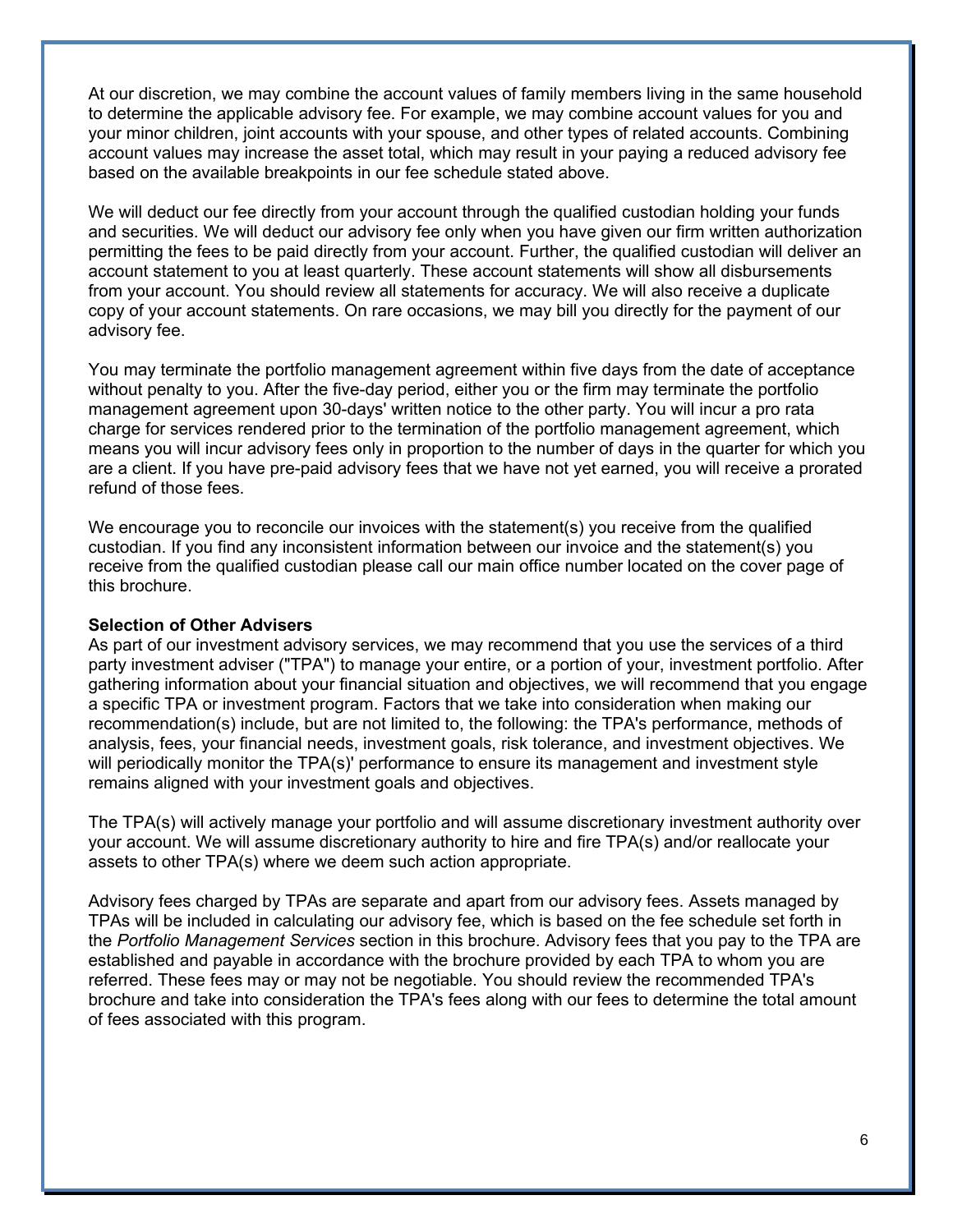At our discretion, we may combine the account values of family members living in the same household to determine the applicable advisory fee. For example, we may combine account values for you and your minor children, joint accounts with your spouse, and other types of related accounts. Combining account values may increase the asset total, which may result in your paying a reduced advisory fee based on the available breakpoints in our fee schedule stated above.

We will deduct our fee directly from your account through the qualified custodian holding your funds and securities. We will deduct our advisory fee only when you have given our firm written authorization permitting the fees to be paid directly from your account. Further, the qualified custodian will deliver an account statement to you at least quarterly. These account statements will show all disbursements from your account. You should review all statements for accuracy. We will also receive a duplicate copy of your account statements. On rare occasions, we may bill you directly for the payment of our advisory fee.

You may terminate the portfolio management agreement within five days from the date of acceptance without penalty to you. After the five-day period, either you or the firm may terminate the portfolio management agreement upon 30-days' written notice to the other party. You will incur a pro rata charge for services rendered prior to the termination of the portfolio management agreement, which means you will incur advisory fees only in proportion to the number of days in the quarter for which you are a client. If you have pre-paid advisory fees that we have not yet earned, you will receive a prorated refund of those fees.

We encourage you to reconcile our invoices with the statement(s) you receive from the qualified custodian. If you find any inconsistent information between our invoice and the statement(s) you receive from the qualified custodian please call our main office number located on the cover page of this brochure.

**Selection of Other Advisers**

As part of our investment advisory services, we may recommend that you use the services of a third party investment adviser ("TPA") to manage your entire, or a portion of your, investment portfolio. After gathering information about your financial situation and objectives, we will recommend that you engage a specific TPA or investment program. Factors that we take into consideration when making our recommendation(s) include, but are not limited to, the following: the TPA's performance, methods of analysis, fees, your financial needs, investment goals, risk tolerance, and investment objectives. We will periodically monitor the TPA(s)' performance to ensure its management and investment style remains aligned with your investment goals and objectives.

The TPA(s) will actively manage your portfolio and will assume discretionary investment authority over your account. We will assume discretionary authority to hire and fire TPA(s) and/or reallocate your assets to other TPA(s) where we deem such action appropriate.

Advisory fees charged by TPAs are separate and apart from our advisory fees. Assets managed by TPAs will be included in calculating our advisory fee, which is based on the fee schedule set forth in the *Portfolio Management Services* section in this brochure. Advisory fees that you pay to the TPA are established and payable in accordance with the brochure provided by each TPA to whom you are referred. These fees may or may not be negotiable. You should review the recommended TPA's brochure and take into consideration the TPA's fees along with our fees to determine the total amount of fees associated with this program.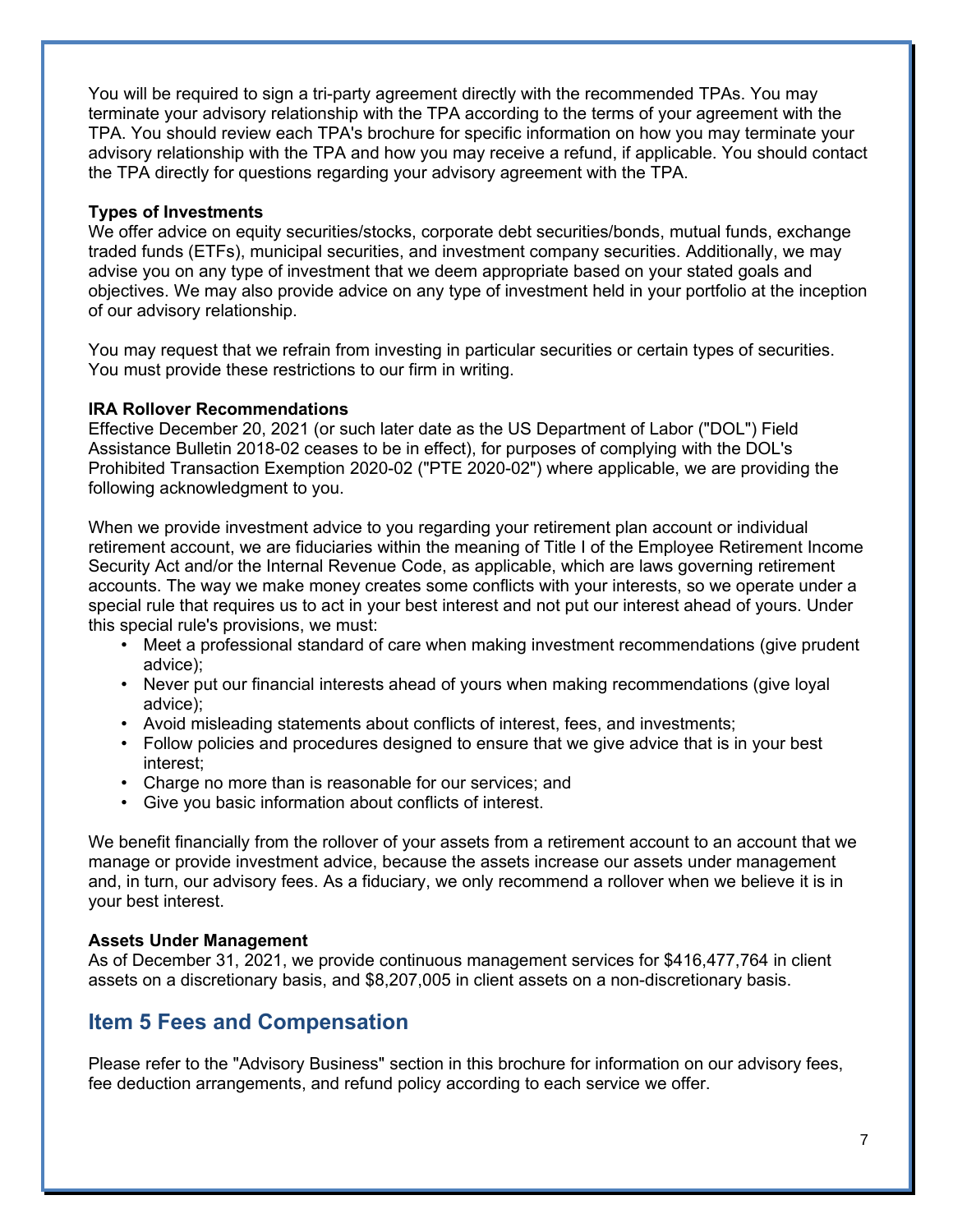You will be required to sign a tri-party agreement directly with the recommended TPAs. You may terminate your advisory relationship with the TPA according to the terms of your agreement with the TPA. You should review each TPA's brochure for specific information on how you may terminate your advisory relationship with the TPA and how you may receive a refund, if applicable. You should contact the TPA directly for questions regarding your advisory agreement with the TPA.

**Types of Investments**
We offer advice on equity securities/stocks, corporate debt securities/bonds, mutual funds, exchange traded funds (ETFs), municipal securities, and investment company securities. Additionally, we may advise you on any type of investment that we deem appropriate based on your stated goals and objectives. We may also provide advice on any type of investment held in your portfolio at the inception of our advisory relationship.

You may request that we refrain from investing in particular securities or certain types of securities. You must provide these restrictions to our firm in writing.

**IRA Rollover Recommendations**
Effective December 20, 2021 (or such later date as the US Department of Labor ("DOL") Field Assistance Bulletin 2018-02 ceases to be in effect), for purposes of complying with the DOL's Prohibited Transaction Exemption 2020-02 ("PTE 2020-02") where applicable, we are providing the following acknowledgment to you.

When we provide investment advice to you regarding your retirement plan account or individual retirement account, we are fiduciaries within the meaning of Title I of the Employee Retirement Income Security Act and/or the Internal Revenue Code, as applicable, which are laws governing retirement accounts. The way we make money creates some conflicts with your interests, so we operate under a special rule that requires us to act in your best interest and not put our interest ahead of yours. Under this special rule's provisions, we must:

- Meet a professional standard of care when making investment recommendations (give prudent advice);
- Never put our financial interests ahead of yours when making recommendations (give loyal advice);
- Avoid misleading statements about conflicts of interest, fees, and investments;
- Follow policies and procedures designed to ensure that we give advice that is in your best interest;
- Charge no more than is reasonable for our services; and
- Give you basic information about conflicts of interest.

We benefit financially from the rollover of your assets from a retirement account to an account that we manage or provide investment advice, because the assets increase our assets under management and, in turn, our advisory fees. As a fiduciary, we only recommend a rollover when we believe it is in your best interest.

**Assets Under Management**
As of December 31, 2021, we provide continuous management services for $416,477,764 in client assets on a discretionary basis, and $8,207,005 in client assets on a non-discretionary basis.

## Item 5 Fees and Compensation

Please refer to the "Advisory Business" section in this brochure for information on our advisory fees, fee deduction arrangements, and refund policy according to each service we offer.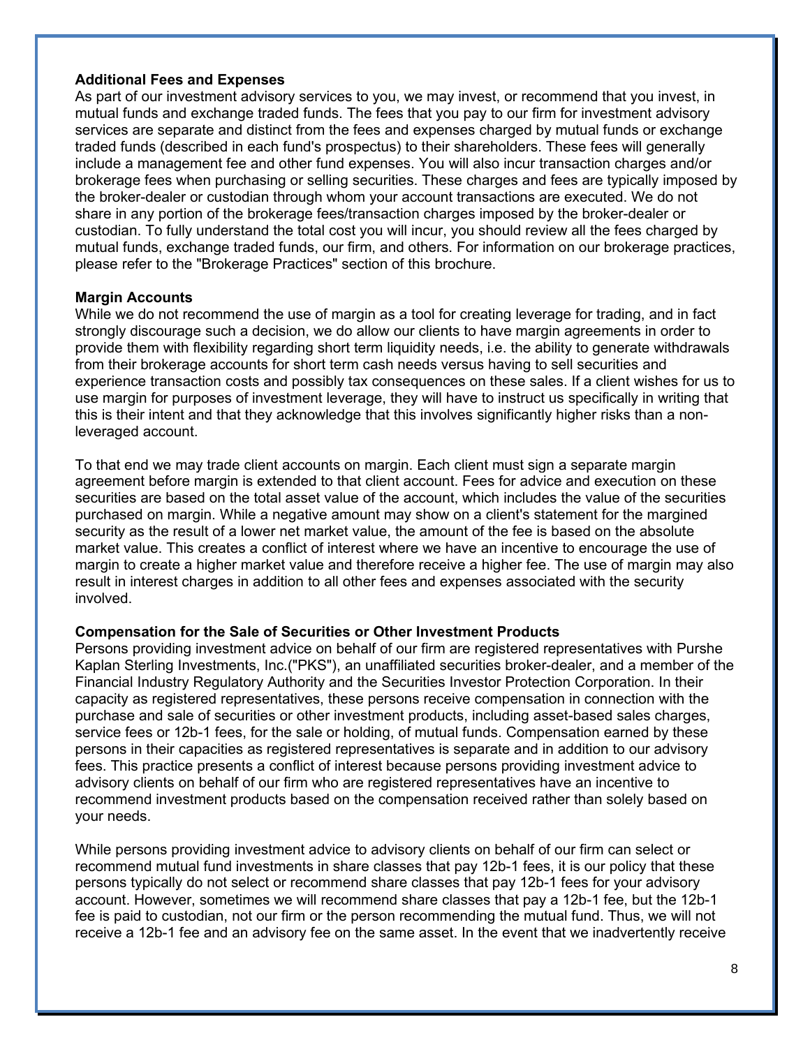**Additional Fees and Expenses**

As part of our investment advisory services to you, we may invest, or recommend that you invest, in mutual funds and exchange traded funds. The fees that you pay to our firm for investment advisory services are separate and distinct from the fees and expenses charged by mutual funds or exchange traded funds (described in each fund's prospectus) to their shareholders. These fees will generally include a management fee and other fund expenses. You will also incur transaction charges and/or brokerage fees when purchasing or selling securities. These charges and fees are typically imposed by the broker-dealer or custodian through whom your account transactions are executed. We do not share in any portion of the brokerage fees/transaction charges imposed by the broker-dealer or custodian. To fully understand the total cost you will incur, you should review all the fees charged by mutual funds, exchange traded funds, our firm, and others. For information on our brokerage practices, please refer to the "Brokerage Practices" section of this brochure.

**Margin Accounts**

While we do not recommend the use of margin as a tool for creating leverage for trading, and in fact strongly discourage such a decision, we do allow our clients to have margin agreements in order to provide them with flexibility regarding short term liquidity needs, i.e. the ability to generate withdrawals from their brokerage accounts for short term cash needs versus having to sell securities and experience transaction costs and possibly tax consequences on these sales. If a client wishes for us to use margin for purposes of investment leverage, they will have to instruct us specifically in writing that this is their intent and that they acknowledge that this involves significantly higher risks than a non-leveraged account.

To that end we may trade client accounts on margin. Each client must sign a separate margin agreement before margin is extended to that client account. Fees for advice and execution on these securities are based on the total asset value of the account, which includes the value of the securities purchased on margin. While a negative amount may show on a client's statement for the margined security as the result of a lower net market value, the amount of the fee is based on the absolute market value. This creates a conflict of interest where we have an incentive to encourage the use of margin to create a higher market value and therefore receive a higher fee. The use of margin may also result in interest charges in addition to all other fees and expenses associated with the security involved.

**Compensation for the Sale of Securities or Other Investment Products**

Persons providing investment advice on behalf of our firm are registered representatives with Purshe Kaplan Sterling Investments, Inc.("PKS"), an unaffiliated securities broker-dealer, and a member of the Financial Industry Regulatory Authority and the Securities Investor Protection Corporation. In their capacity as registered representatives, these persons receive compensation in connection with the purchase and sale of securities or other investment products, including asset-based sales charges, service fees or 12b-1 fees, for the sale or holding, of mutual funds. Compensation earned by these persons in their capacities as registered representatives is separate and in addition to our advisory fees. This practice presents a conflict of interest because persons providing investment advice to advisory clients on behalf of our firm who are registered representatives have an incentive to recommend investment products based on the compensation received rather than solely based on your needs.

While persons providing investment advice to advisory clients on behalf of our firm can select or recommend mutual fund investments in share classes that pay 12b-1 fees, it is our policy that these persons typically do not select or recommend share classes that pay 12b-1 fees for your advisory account. However, sometimes we will recommend share classes that pay a 12b-1 fee, but the 12b-1 fee is paid to custodian, not our firm or the person recommending the mutual fund. Thus, we will not receive a 12b-1 fee and an advisory fee on the same asset. In the event that we inadvertently receive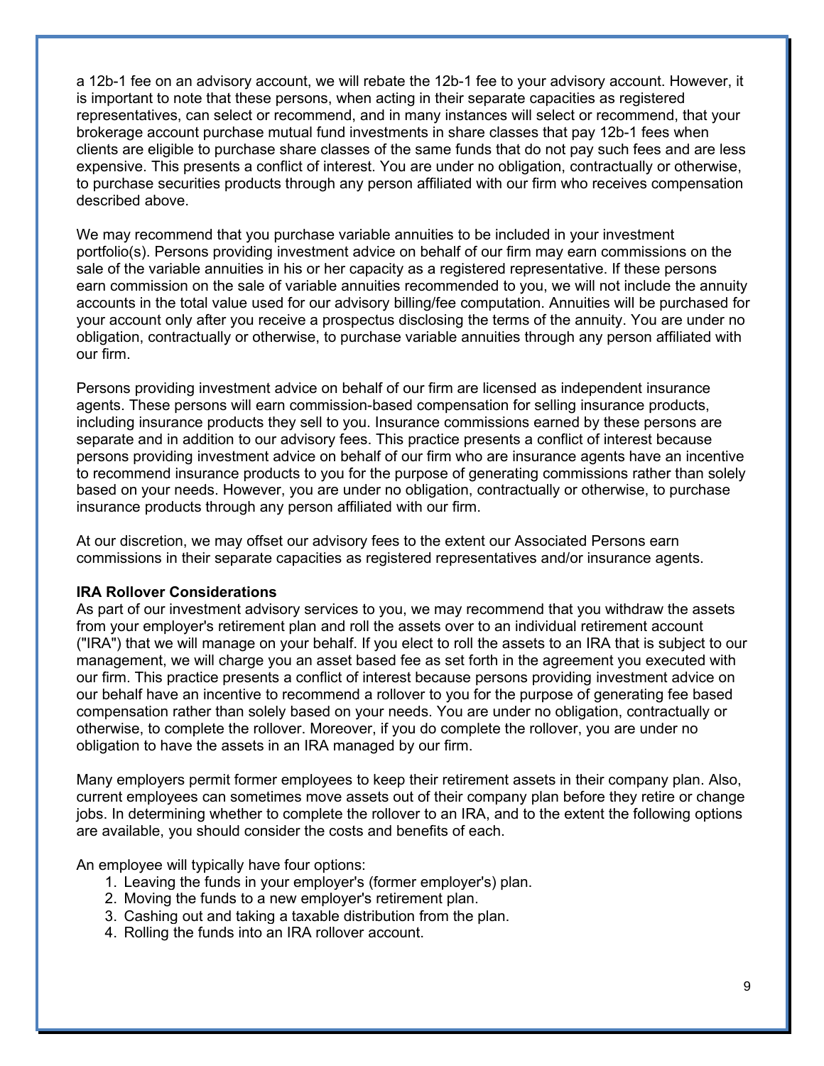a 12b-1 fee on an advisory account, we will rebate the 12b-1 fee to your advisory account. However, it is important to note that these persons, when acting in their separate capacities as registered representatives, can select or recommend, and in many instances will select or recommend, that your brokerage account purchase mutual fund investments in share classes that pay 12b-1 fees when clients are eligible to purchase share classes of the same funds that do not pay such fees and are less expensive. This presents a conflict of interest. You are under no obligation, contractually or otherwise, to purchase securities products through any person affiliated with our firm who receives compensation described above.

We may recommend that you purchase variable annuities to be included in your investment portfolio(s). Persons providing investment advice on behalf of our firm may earn commissions on the sale of the variable annuities in his or her capacity as a registered representative. If these persons earn commission on the sale of variable annuities recommended to you, we will not include the annuity accounts in the total value used for our advisory billing/fee computation. Annuities will be purchased for your account only after you receive a prospectus disclosing the terms of the annuity. You are under no obligation, contractually or otherwise, to purchase variable annuities through any person affiliated with our firm.

Persons providing investment advice on behalf of our firm are licensed as independent insurance agents. These persons will earn commission-based compensation for selling insurance products, including insurance products they sell to you. Insurance commissions earned by these persons are separate and in addition to our advisory fees. This practice presents a conflict of interest because persons providing investment advice on behalf of our firm who are insurance agents have an incentive to recommend insurance products to you for the purpose of generating commissions rather than solely based on your needs. However, you are under no obligation, contractually or otherwise, to purchase insurance products through any person affiliated with our firm.

At our discretion, we may offset our advisory fees to the extent our Associated Persons earn commissions in their separate capacities as registered representatives and/or insurance agents.

**IRA Rollover Considerations**

As part of our investment advisory services to you, we may recommend that you withdraw the assets from your employer's retirement plan and roll the assets over to an individual retirement account ("IRA") that we will manage on your behalf. If you elect to roll the assets to an IRA that is subject to our management, we will charge you an asset based fee as set forth in the agreement you executed with our firm. This practice presents a conflict of interest because persons providing investment advice on our behalf have an incentive to recommend a rollover to you for the purpose of generating fee based compensation rather than solely based on your needs. You are under no obligation, contractually or otherwise, to complete the rollover. Moreover, if you do complete the rollover, you are under no obligation to have the assets in an IRA managed by our firm.

Many employers permit former employees to keep their retirement assets in their company plan. Also, current employees can sometimes move assets out of their company plan before they retire or change jobs. In determining whether to complete the rollover to an IRA, and to the extent the following options are available, you should consider the costs and benefits of each.

An employee will typically have four options:

1. Leaving the funds in your employer's (former employer's) plan.
2. Moving the funds to a new employer's retirement plan.
3. Cashing out and taking a taxable distribution from the plan.
4. Rolling the funds into an IRA rollover account.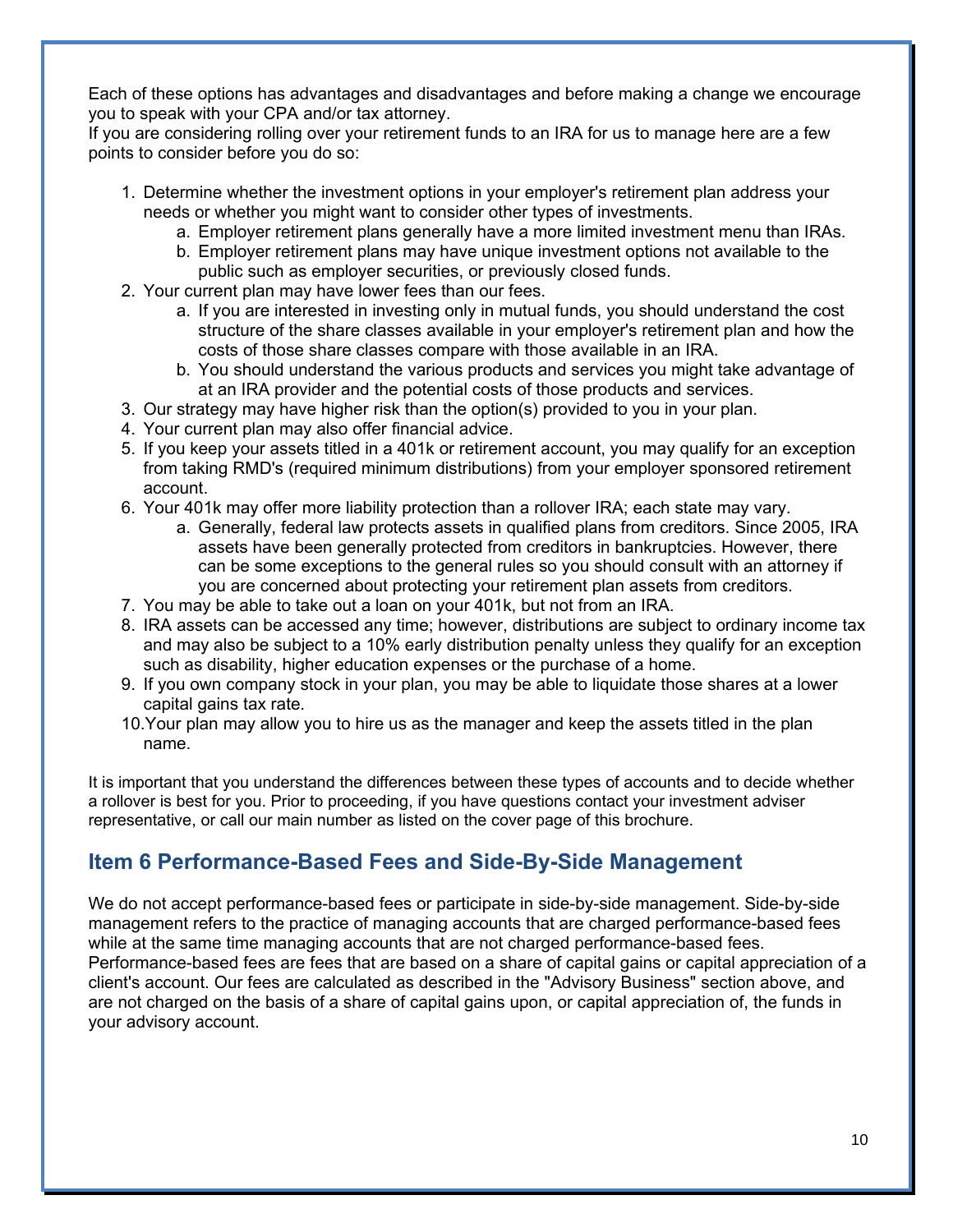Each of these options has advantages and disadvantages and before making a change we encourage you to speak with your CPA and/or tax attorney.
If you are considering rolling over your retirement funds to an IRA for us to manage here are a few points to consider before you do so:

1. Determine whether the investment options in your employer's retirement plan address your needs or whether you might want to consider other types of investments.
    a. Employer retirement plans generally have a more limited investment menu than IRAs.
    b. Employer retirement plans may have unique investment options not available to the public such as employer securities, or previously closed funds.
2. Your current plan may have lower fees than our fees.
    a. If you are interested in investing only in mutual funds, you should understand the cost structure of the share classes available in your employer's retirement plan and how the costs of those share classes compare with those available in an IRA.
    b. You should understand the various products and services you might take advantage of at an IRA provider and the potential costs of those products and services.
3. Our strategy may have higher risk than the option(s) provided to you in your plan.
4. Your current plan may also offer financial advice.
5. If you keep your assets titled in a 401k or retirement account, you may qualify for an exception from taking RMD's (required minimum distributions) from your employer sponsored retirement account.
6. Your 401k may offer more liability protection than a rollover IRA; each state may vary.
    a. Generally, federal law protects assets in qualified plans from creditors. Since 2005, IRA assets have been generally protected from creditors in bankruptcies. However, there can be some exceptions to the general rules so you should consult with an attorney if you are concerned about protecting your retirement plan assets from creditors.
7. You may be able to take out a loan on your 401k, but not from an IRA.
8. IRA assets can be accessed any time; however, distributions are subject to ordinary income tax and may also be subject to a 10% early distribution penalty unless they qualify for an exception such as disability, higher education expenses or the purchase of a home.
9. If you own company stock in your plan, you may be able to liquidate those shares at a lower capital gains tax rate.
10. Your plan may allow you to hire us as the manager and keep the assets titled in the plan name.

It is important that you understand the differences between these types of accounts and to decide whether a rollover is best for you. Prior to proceeding, if you have questions contact your investment adviser representative, or call our main number as listed on the cover page of this brochure.

## Item 6 Performance-Based Fees and Side-By-Side Management

We do not accept performance-based fees or participate in side-by-side management. Side-by-side management refers to the practice of managing accounts that are charged performance-based fees while at the same time managing accounts that are not charged performance-based fees. Performance-based fees are fees that are based on a share of capital gains or capital appreciation of a client's account. Our fees are calculated as described in the "Advisory Business" section above, and are not charged on the basis of a share of capital gains upon, or capital appreciation of, the funds in your advisory account.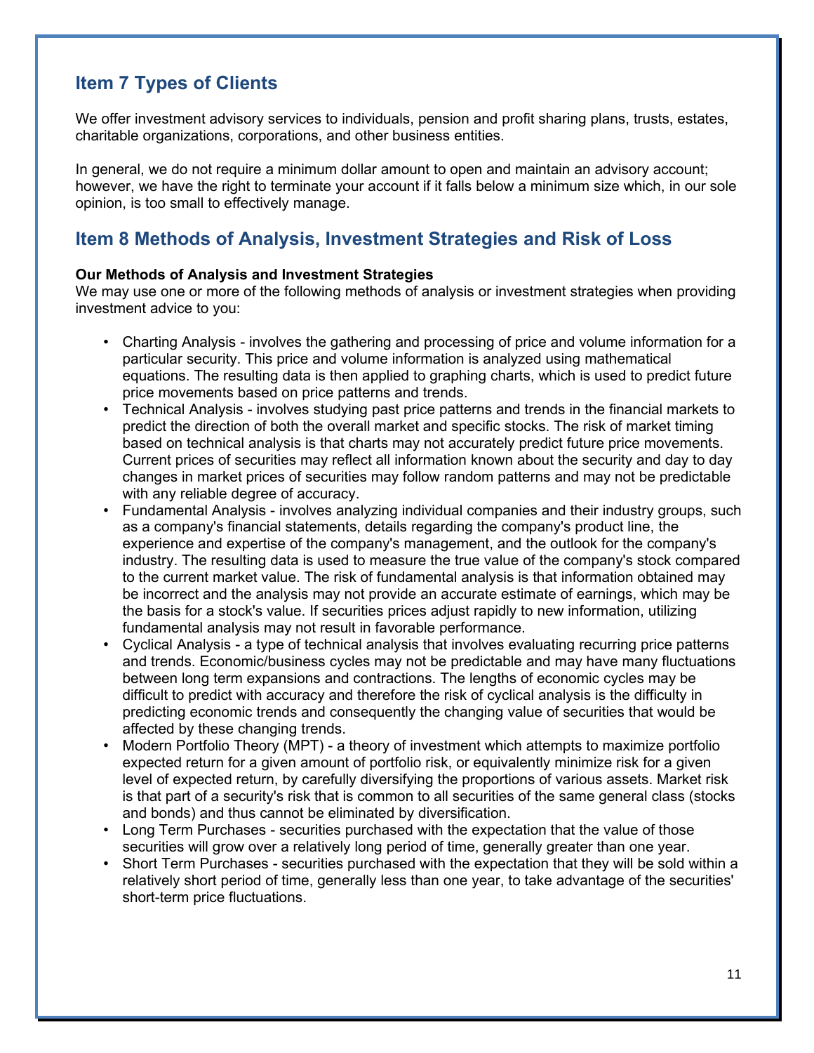## Item 7 Types of Clients

We offer investment advisory services to individuals, pension and profit sharing plans, trusts, estates, charitable organizations, corporations, and other business entities.

In general, we do not require a minimum dollar amount to open and maintain an advisory account; however, we have the right to terminate your account if it falls below a minimum size which, in our sole opinion, is too small to effectively manage.

## Item 8 Methods of Analysis, Investment Strategies and Risk of Loss

**Our Methods of Analysis and Investment Strategies**
We may use one or more of the following methods of analysis or investment strategies when providing investment advice to you:

- Charting Analysis - involves the gathering and processing of price and volume information for a particular security. This price and volume information is analyzed using mathematical equations. The resulting data is then applied to graphing charts, which is used to predict future price movements based on price patterns and trends.
- Technical Analysis - involves studying past price patterns and trends in the financial markets to predict the direction of both the overall market and specific stocks. The risk of market timing based on technical analysis is that charts may not accurately predict future price movements. Current prices of securities may reflect all information known about the security and day to day changes in market prices of securities may follow random patterns and may not be predictable with any reliable degree of accuracy.
- Fundamental Analysis - involves analyzing individual companies and their industry groups, such as a company's financial statements, details regarding the company's product line, the experience and expertise of the company's management, and the outlook for the company's industry. The resulting data is used to measure the true value of the company's stock compared to the current market value. The risk of fundamental analysis is that information obtained may be incorrect and the analysis may not provide an accurate estimate of earnings, which may be the basis for a stock's value. If securities prices adjust rapidly to new information, utilizing fundamental analysis may not result in favorable performance.
- Cyclical Analysis - a type of technical analysis that involves evaluating recurring price patterns and trends. Economic/business cycles may not be predictable and may have many fluctuations between long term expansions and contractions. The lengths of economic cycles may be difficult to predict with accuracy and therefore the risk of cyclical analysis is the difficulty in predicting economic trends and consequently the changing value of securities that would be affected by these changing trends.
- Modern Portfolio Theory (MPT) - a theory of investment which attempts to maximize portfolio expected return for a given amount of portfolio risk, or equivalently minimize risk for a given level of expected return, by carefully diversifying the proportions of various assets. Market risk is that part of a security's risk that is common to all securities of the same general class (stocks and bonds) and thus cannot be eliminated by diversification.
- Long Term Purchases - securities purchased with the expectation that the value of those securities will grow over a relatively long period of time, generally greater than one year.
- Short Term Purchases - securities purchased with the expectation that they will be sold within a relatively short period of time, generally less than one year, to take advantage of the securities' short-term price fluctuations.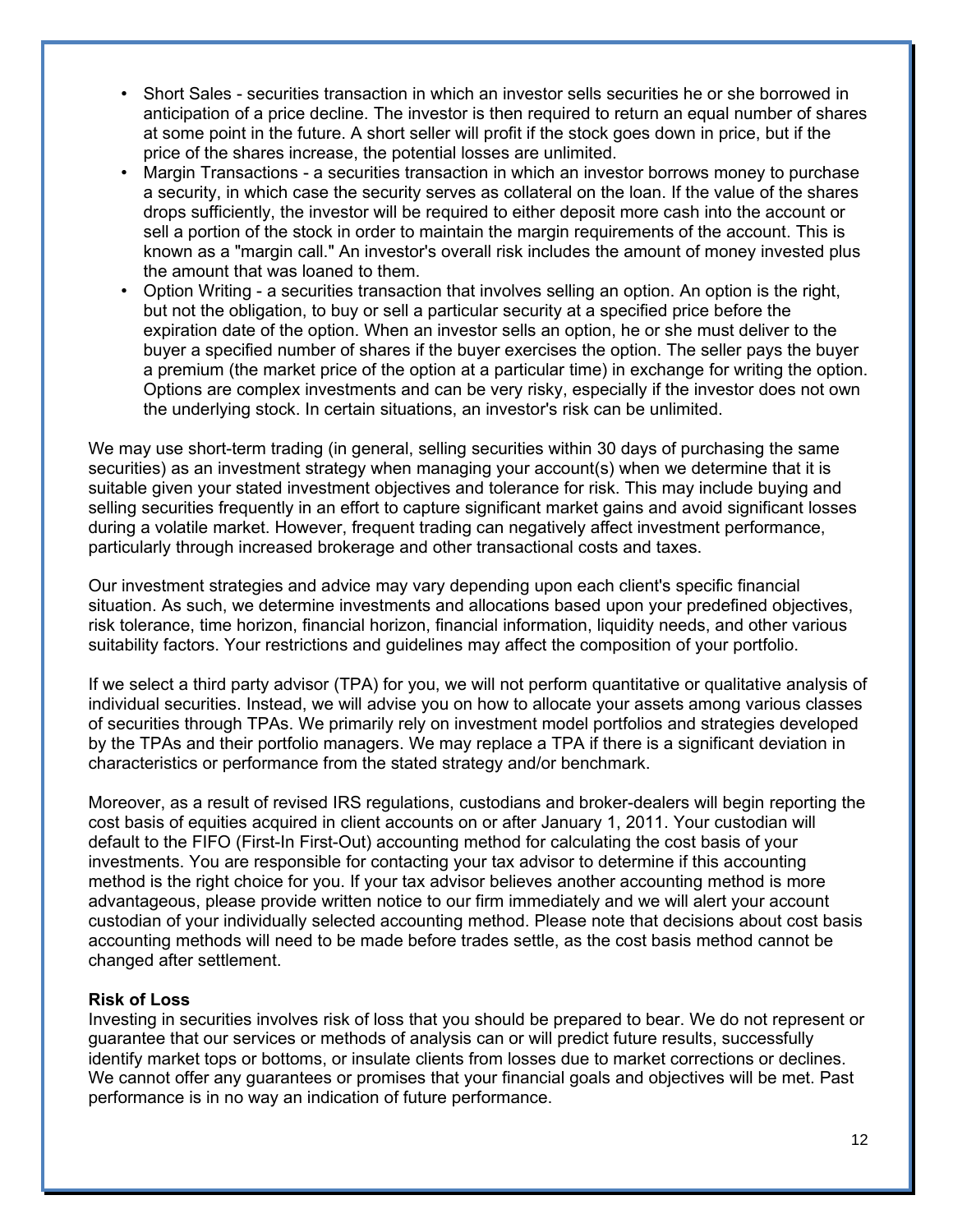- Short Sales - securities transaction in which an investor sells securities he or she borrowed in anticipation of a price decline. The investor is then required to return an equal number of shares at some point in the future. A short seller will profit if the stock goes down in price, but if the price of the shares increase, the potential losses are unlimited.
- Margin Transactions - a securities transaction in which an investor borrows money to purchase a security, in which case the security serves as collateral on the loan. If the value of the shares drops sufficiently, the investor will be required to either deposit more cash into the account or sell a portion of the stock in order to maintain the margin requirements of the account. This is known as a "margin call." An investor's overall risk includes the amount of money invested plus the amount that was loaned to them.
- Option Writing - a securities transaction that involves selling an option. An option is the right, but not the obligation, to buy or sell a particular security at a specified price before the expiration date of the option. When an investor sells an option, he or she must deliver to the buyer a specified number of shares if the buyer exercises the option. The seller pays the buyer a premium (the market price of the option at a particular time) in exchange for writing the option. Options are complex investments and can be very risky, especially if the investor does not own the underlying stock. In certain situations, an investor's risk can be unlimited.

We may use short-term trading (in general, selling securities within 30 days of purchasing the same securities) as an investment strategy when managing your account(s) when we determine that it is suitable given your stated investment objectives and tolerance for risk. This may include buying and selling securities frequently in an effort to capture significant market gains and avoid significant losses during a volatile market. However, frequent trading can negatively affect investment performance, particularly through increased brokerage and other transactional costs and taxes.

Our investment strategies and advice may vary depending upon each client's specific financial situation. As such, we determine investments and allocations based upon your predefined objectives, risk tolerance, time horizon, financial horizon, financial information, liquidity needs, and other various suitability factors. Your restrictions and guidelines may affect the composition of your portfolio.

If we select a third party advisor (TPA) for you, we will not perform quantitative or qualitative analysis of individual securities. Instead, we will advise you on how to allocate your assets among various classes of securities through TPAs. We primarily rely on investment model portfolios and strategies developed by the TPAs and their portfolio managers. We may replace a TPA if there is a significant deviation in characteristics or performance from the stated strategy and/or benchmark.

Moreover, as a result of revised IRS regulations, custodians and broker-dealers will begin reporting the cost basis of equities acquired in client accounts on or after January 1, 2011. Your custodian will default to the FIFO (First-In First-Out) accounting method for calculating the cost basis of your investments. You are responsible for contacting your tax advisor to determine if this accounting method is the right choice for you. If your tax advisor believes another accounting method is more advantageous, please provide written notice to our firm immediately and we will alert your account custodian of your individually selected accounting method. Please note that decisions about cost basis accounting methods will need to be made before trades settle, as the cost basis method cannot be changed after settlement.

**Risk of Loss**

Investing in securities involves risk of loss that you should be prepared to bear. We do not represent or guarantee that our services or methods of analysis can or will predict future results, successfully identify market tops or bottoms, or insulate clients from losses due to market corrections or declines. We cannot offer any guarantees or promises that your financial goals and objectives will be met. Past performance is in no way an indication of future performance.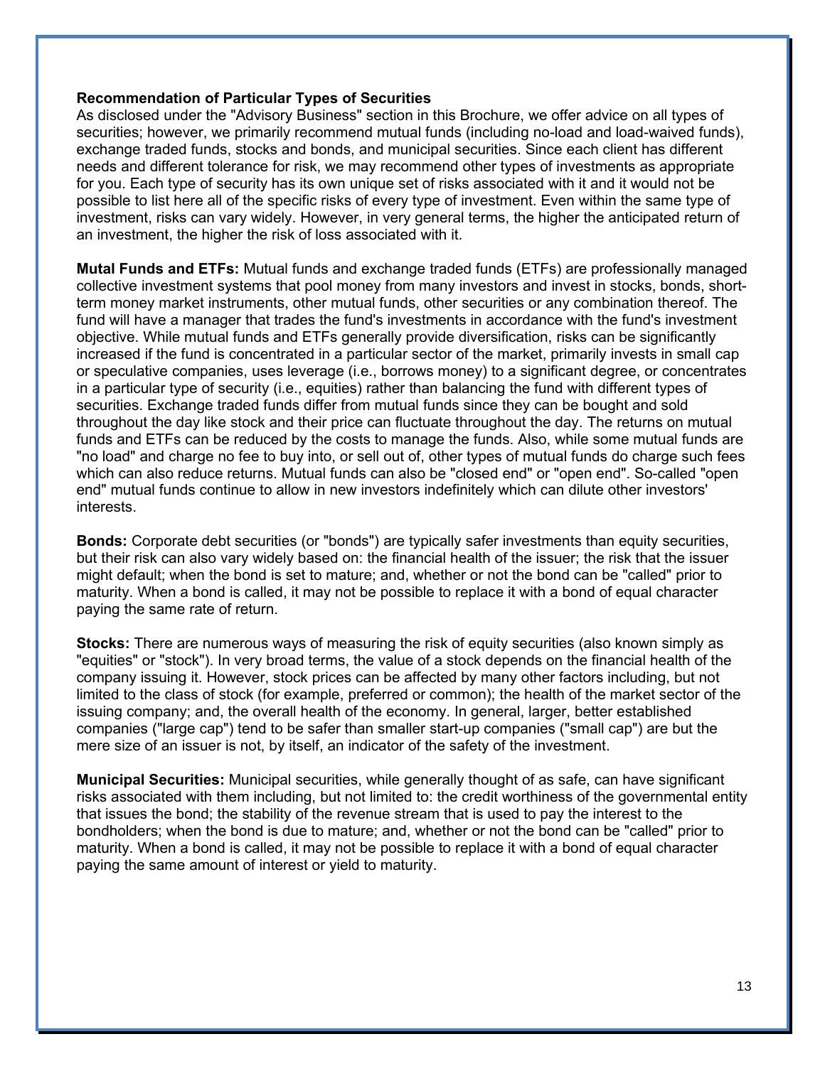**Recommendation of Particular Types of Securities**

As disclosed under the "Advisory Business" section in this Brochure, we offer advice on all types of securities; however, we primarily recommend mutual funds (including no-load and load-waived funds), exchange traded funds, stocks and bonds, and municipal securities. Since each client has different needs and different tolerance for risk, we may recommend other types of investments as appropriate for you. Each type of security has its own unique set of risks associated with it and it would not be possible to list here all of the specific risks of every type of investment. Even within the same type of investment, risks can vary widely. However, in very general terms, the higher the anticipated return of an investment, the higher the risk of loss associated with it.

**Mutal Funds and ETFs:** Mutual funds and exchange traded funds (ETFs) are professionally managed collective investment systems that pool money from many investors and invest in stocks, bonds, short-term money market instruments, other mutual funds, other securities or any combination thereof. The fund will have a manager that trades the fund's investments in accordance with the fund's investment objective. While mutual funds and ETFs generally provide diversification, risks can be significantly increased if the fund is concentrated in a particular sector of the market, primarily invests in small cap or speculative companies, uses leverage (i.e., borrows money) to a significant degree, or concentrates in a particular type of security (i.e., equities) rather than balancing the fund with different types of securities. Exchange traded funds differ from mutual funds since they can be bought and sold throughout the day like stock and their price can fluctuate throughout the day. The returns on mutual funds and ETFs can be reduced by the costs to manage the funds. Also, while some mutual funds are "no load" and charge no fee to buy into, or sell out of, other types of mutual funds do charge such fees which can also reduce returns. Mutual funds can also be "closed end" or "open end". So-called "open end" mutual funds continue to allow in new investors indefinitely which can dilute other investors' interests.

**Bonds:** Corporate debt securities (or "bonds") are typically safer investments than equity securities, but their risk can also vary widely based on: the financial health of the issuer; the risk that the issuer might default; when the bond is set to mature; and, whether or not the bond can be "called" prior to maturity. When a bond is called, it may not be possible to replace it with a bond of equal character paying the same rate of return.

**Stocks:** There are numerous ways of measuring the risk of equity securities (also known simply as "equities" or "stock"). In very broad terms, the value of a stock depends on the financial health of the company issuing it. However, stock prices can be affected by many other factors including, but not limited to the class of stock (for example, preferred or common); the health of the market sector of the issuing company; and, the overall health of the economy. In general, larger, better established companies ("large cap") tend to be safer than smaller start-up companies ("small cap") are but the mere size of an issuer is not, by itself, an indicator of the safety of the investment.

**Municipal Securities:** Municipal securities, while generally thought of as safe, can have significant risks associated with them including, but not limited to: the credit worthiness of the governmental entity that issues the bond; the stability of the revenue stream that is used to pay the interest to the bondholders; when the bond is due to mature; and, whether or not the bond can be "called" prior to maturity. When a bond is called, it may not be possible to replace it with a bond of equal character paying the same amount of interest or yield to maturity.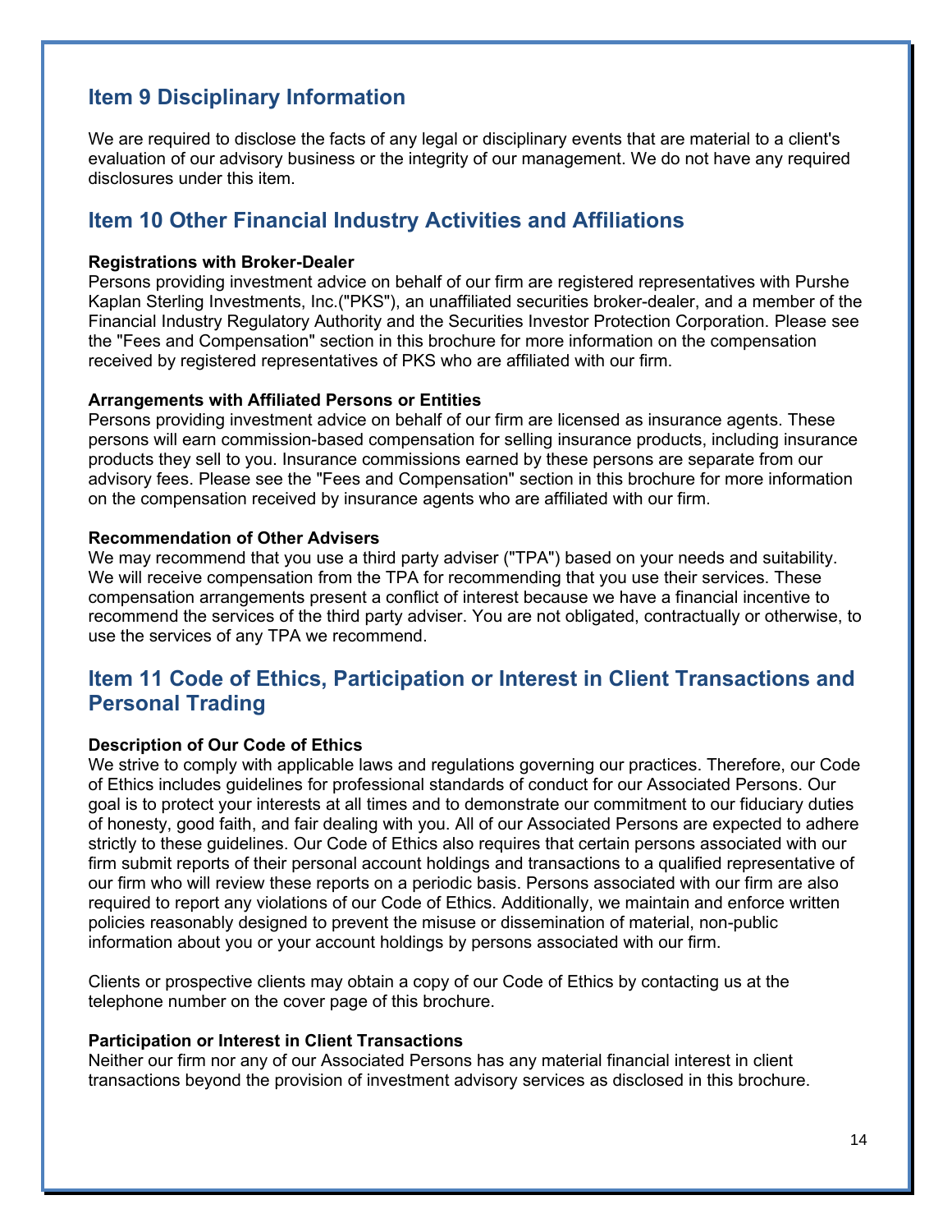## Item 9 Disciplinary Information

We are required to disclose the facts of any legal or disciplinary events that are material to a client's evaluation of our advisory business or the integrity of our management. We do not have any required disclosures under this item.

## Item 10 Other Financial Industry Activities and Affiliations

**Registrations with Broker-Dealer**
Persons providing investment advice on behalf of our firm are registered representatives with Purshe Kaplan Sterling Investments, Inc.("PKS"), an unaffiliated securities broker-dealer, and a member of the Financial Industry Regulatory Authority and the Securities Investor Protection Corporation. Please see the "Fees and Compensation" section in this brochure for more information on the compensation received by registered representatives of PKS who are affiliated with our firm.

**Arrangements with Affiliated Persons or Entities**
Persons providing investment advice on behalf of our firm are licensed as insurance agents. These persons will earn commission-based compensation for selling insurance products, including insurance products they sell to you. Insurance commissions earned by these persons are separate from our advisory fees. Please see the "Fees and Compensation" section in this brochure for more information on the compensation received by insurance agents who are affiliated with our firm.

**Recommendation of Other Advisers**
We may recommend that you use a third party adviser ("TPA") based on your needs and suitability. We will receive compensation from the TPA for recommending that you use their services. These compensation arrangements present a conflict of interest because we have a financial incentive to recommend the services of the third party adviser. You are not obligated, contractually or otherwise, to use the services of any TPA we recommend.

## Item 11 Code of Ethics, Participation or Interest in Client Transactions and Personal Trading

**Description of Our Code of Ethics**
We strive to comply with applicable laws and regulations governing our practices. Therefore, our Code of Ethics includes guidelines for professional standards of conduct for our Associated Persons. Our goal is to protect your interests at all times and to demonstrate our commitment to our fiduciary duties of honesty, good faith, and fair dealing with you. All of our Associated Persons are expected to adhere strictly to these guidelines. Our Code of Ethics also requires that certain persons associated with our firm submit reports of their personal account holdings and transactions to a qualified representative of our firm who will review these reports on a periodic basis. Persons associated with our firm are also required to report any violations of our Code of Ethics. Additionally, we maintain and enforce written policies reasonably designed to prevent the misuse or dissemination of material, non-public information about you or your account holdings by persons associated with our firm.

Clients or prospective clients may obtain a copy of our Code of Ethics by contacting us at the telephone number on the cover page of this brochure.

**Participation or Interest in Client Transactions**
Neither our firm nor any of our Associated Persons has any material financial interest in client transactions beyond the provision of investment advisory services as disclosed in this brochure.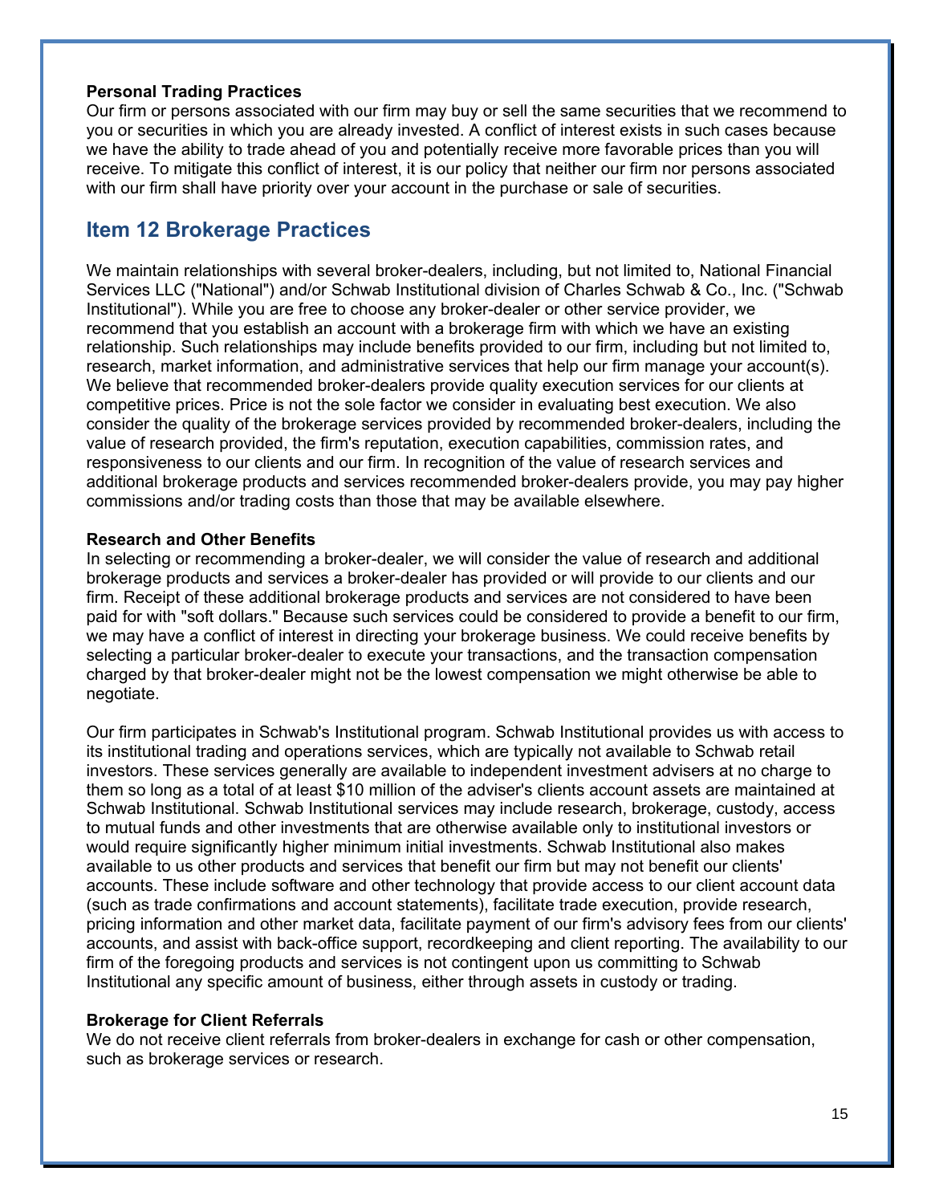**Personal Trading Practices**
Our firm or persons associated with our firm may buy or sell the same securities that we recommend to you or securities in which you are already invested. A conflict of interest exists in such cases because we have the ability to trade ahead of you and potentially receive more favorable prices than you will receive. To mitigate this conflict of interest, it is our policy that neither our firm nor persons associated with our firm shall have priority over your account in the purchase or sale of securities.

## Item 12 Brokerage Practices

We maintain relationships with several broker-dealers, including, but not limited to, National Financial Services LLC ("National") and/or Schwab Institutional division of Charles Schwab & Co., Inc. ("Schwab Institutional"). While you are free to choose any broker-dealer or other service provider, we recommend that you establish an account with a brokerage firm with which we have an existing relationship. Such relationships may include benefits provided to our firm, including but not limited to, research, market information, and administrative services that help our firm manage your account(s). We believe that recommended broker-dealers provide quality execution services for our clients at competitive prices. Price is not the sole factor we consider in evaluating best execution. We also consider the quality of the brokerage services provided by recommended broker-dealers, including the value of research provided, the firm's reputation, execution capabilities, commission rates, and responsiveness to our clients and our firm. In recognition of the value of research services and additional brokerage products and services recommended broker-dealers provide, you may pay higher commissions and/or trading costs than those that may be available elsewhere.

**Research and Other Benefits**
In selecting or recommending a broker-dealer, we will consider the value of research and additional brokerage products and services a broker-dealer has provided or will provide to our clients and our firm. Receipt of these additional brokerage products and services are not considered to have been paid for with "soft dollars." Because such services could be considered to provide a benefit to our firm, we may have a conflict of interest in directing your brokerage business. We could receive benefits by selecting a particular broker-dealer to execute your transactions, and the transaction compensation charged by that broker-dealer might not be the lowest compensation we might otherwise be able to negotiate.

Our firm participates in Schwab's Institutional program. Schwab Institutional provides us with access to its institutional trading and operations services, which are typically not available to Schwab retail investors. These services generally are available to independent investment advisers at no charge to them so long as a total of at least $10 million of the adviser's clients account assets are maintained at Schwab Institutional. Schwab Institutional services may include research, brokerage, custody, access to mutual funds and other investments that are otherwise available only to institutional investors or would require significantly higher minimum initial investments. Schwab Institutional also makes available to us other products and services that benefit our firm but may not benefit our clients' accounts. These include software and other technology that provide access to our client account data (such as trade confirmations and account statements), facilitate trade execution, provide research, pricing information and other market data, facilitate payment of our firm's advisory fees from our clients' accounts, and assist with back-office support, recordkeeping and client reporting. The availability to our firm of the foregoing products and services is not contingent upon us committing to Schwab Institutional any specific amount of business, either through assets in custody or trading.

**Brokerage for Client Referrals**
We do not receive client referrals from broker-dealers in exchange for cash or other compensation, such as brokerage services or research.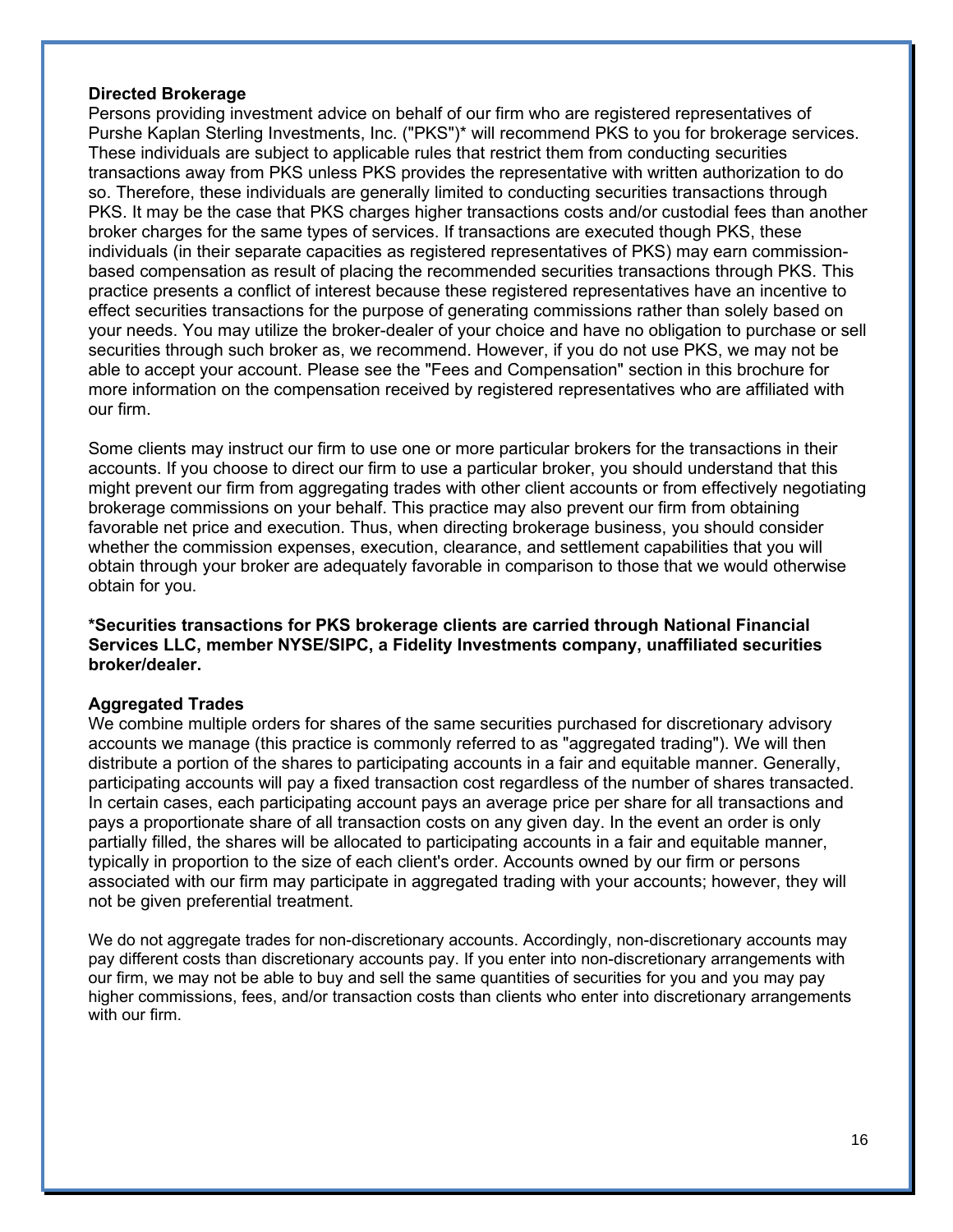**Directed Brokerage**

Persons providing investment advice on behalf of our firm who are registered representatives of Purshe Kaplan Sterling Investments, Inc. ("PKS")* will recommend PKS to you for brokerage services. These individuals are subject to applicable rules that restrict them from conducting securities transactions away from PKS unless PKS provides the representative with written authorization to do so. Therefore, these individuals are generally limited to conducting securities transactions through PKS. It may be the case that PKS charges higher transactions costs and/or custodial fees than another broker charges for the same types of services. If transactions are executed though PKS, these individuals (in their separate capacities as registered representatives of PKS) may earn commission-based compensation as result of placing the recommended securities transactions through PKS. This practice presents a conflict of interest because these registered representatives have an incentive to effect securities transactions for the purpose of generating commissions rather than solely based on your needs. You may utilize the broker-dealer of your choice and have no obligation to purchase or sell securities through such broker as, we recommend. However, if you do not use PKS, we may not be able to accept your account. Please see the "Fees and Compensation" section in this brochure for more information on the compensation received by registered representatives who are affiliated with our firm.

Some clients may instruct our firm to use one or more particular brokers for the transactions in their accounts. If you choose to direct our firm to use a particular broker, you should understand that this might prevent our firm from aggregating trades with other client accounts or from effectively negotiating brokerage commissions on your behalf. This practice may also prevent our firm from obtaining favorable net price and execution. Thus, when directing brokerage business, you should consider whether the commission expenses, execution, clearance, and settlement capabilities that you will obtain through your broker are adequately favorable in comparison to those that we would otherwise obtain for you.

**\*Securities transactions for PKS brokerage clients are carried through National Financial Services LLC, member NYSE/SIPC, a Fidelity Investments company, unaffiliated securities broker/dealer.**

**Aggregated Trades**

We combine multiple orders for shares of the same securities purchased for discretionary advisory accounts we manage (this practice is commonly referred to as "aggregated trading"). We will then distribute a portion of the shares to participating accounts in a fair and equitable manner. Generally, participating accounts will pay a fixed transaction cost regardless of the number of shares transacted. In certain cases, each participating account pays an average price per share for all transactions and pays a proportionate share of all transaction costs on any given day. In the event an order is only partially filled, the shares will be allocated to participating accounts in a fair and equitable manner, typically in proportion to the size of each client's order. Accounts owned by our firm or persons associated with our firm may participate in aggregated trading with your accounts; however, they will not be given preferential treatment.

We do not aggregate trades for non-discretionary accounts. Accordingly, non-discretionary accounts may pay different costs than discretionary accounts pay. If you enter into non-discretionary arrangements with our firm, we may not be able to buy and sell the same quantities of securities for you and you may pay higher commissions, fees, and/or transaction costs than clients who enter into discretionary arrangements with our firm.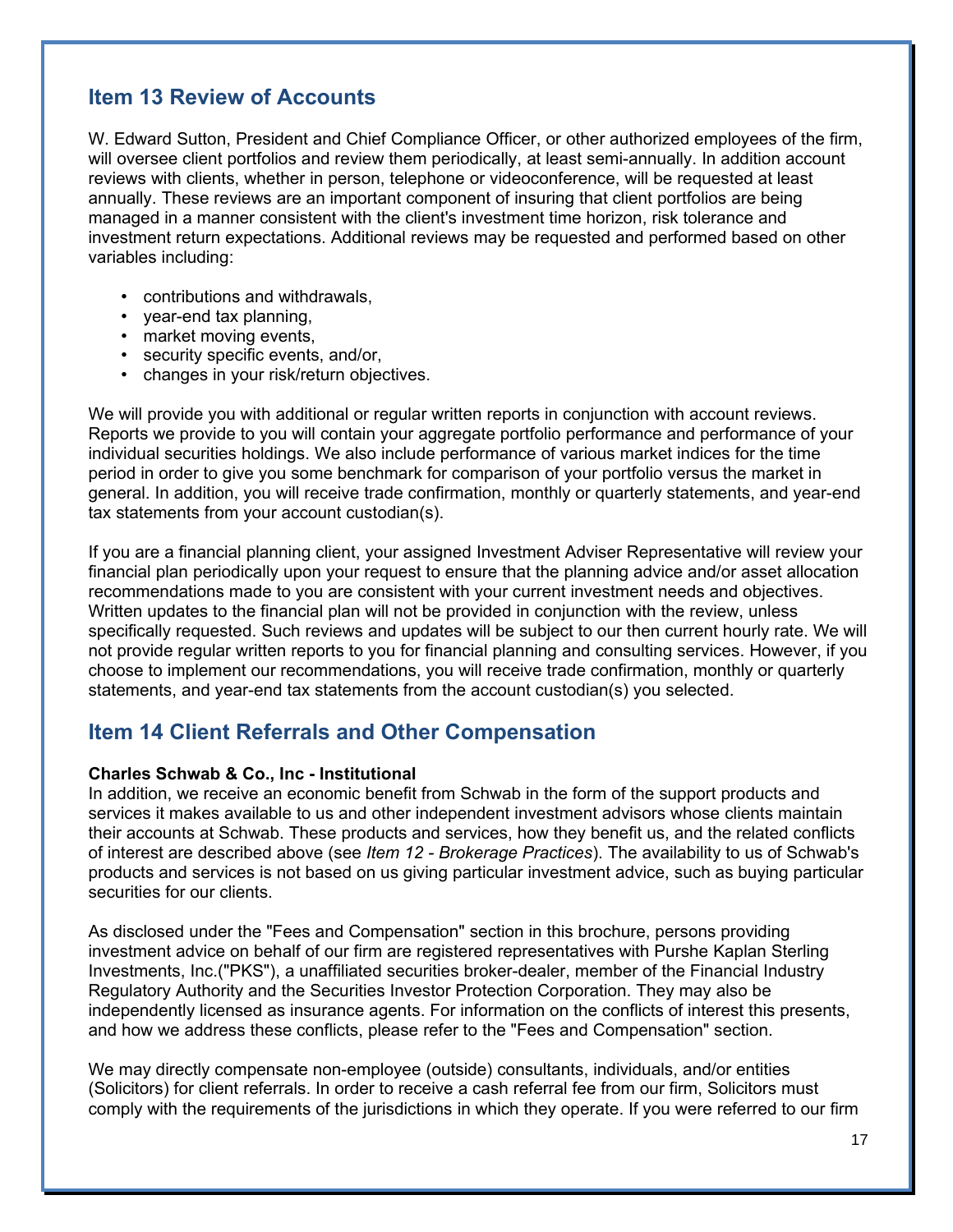## Item 13 Review of Accounts

W. Edward Sutton, President and Chief Compliance Officer, or other authorized employees of the firm, will oversee client portfolios and review them periodically, at least semi-annually. In addition account reviews with clients, whether in person, telephone or videoconference, will be requested at least annually. These reviews are an important component of insuring that client portfolios are being managed in a manner consistent with the client's investment time horizon, risk tolerance and investment return expectations. Additional reviews may be requested and performed based on other variables including:

- contributions and withdrawals,
- year-end tax planning,
- market moving events,
- security specific events, and/or,
- changes in your risk/return objectives.

We will provide you with additional or regular written reports in conjunction with account reviews. Reports we provide to you will contain your aggregate portfolio performance and performance of your individual securities holdings. We also include performance of various market indices for the time period in order to give you some benchmark for comparison of your portfolio versus the market in general. In addition, you will receive trade confirmation, monthly or quarterly statements, and year-end tax statements from your account custodian(s).

If you are a financial planning client, your assigned Investment Adviser Representative will review your financial plan periodically upon your request to ensure that the planning advice and/or asset allocation recommendations made to you are consistent with your current investment needs and objectives. Written updates to the financial plan will not be provided in conjunction with the review, unless specifically requested. Such reviews and updates will be subject to our then current hourly rate. We will not provide regular written reports to you for financial planning and consulting services. However, if you choose to implement our recommendations, you will receive trade confirmation, monthly or quarterly statements, and year-end tax statements from the account custodian(s) you selected.

## Item 14 Client Referrals and Other Compensation

**Charles Schwab & Co., Inc - Institutional**

In addition, we receive an economic benefit from Schwab in the form of the support products and services it makes available to us and other independent investment advisors whose clients maintain their accounts at Schwab. These products and services, how they benefit us, and the related conflicts of interest are described above (see *Item 12 - Brokerage Practices*). The availability to us of Schwab's products and services is not based on us giving particular investment advice, such as buying particular securities for our clients.

As disclosed under the "Fees and Compensation" section in this brochure, persons providing investment advice on behalf of our firm are registered representatives with Purshe Kaplan Sterling Investments, Inc.("PKS"), a unaffiliated securities broker-dealer, member of the Financial Industry Regulatory Authority and the Securities Investor Protection Corporation. They may also be independently licensed as insurance agents. For information on the conflicts of interest this presents, and how we address these conflicts, please refer to the "Fees and Compensation" section.

We may directly compensate non-employee (outside) consultants, individuals, and/or entities (Solicitors) for client referrals. In order to receive a cash referral fee from our firm, Solicitors must comply with the requirements of the jurisdictions in which they operate. If you were referred to our firm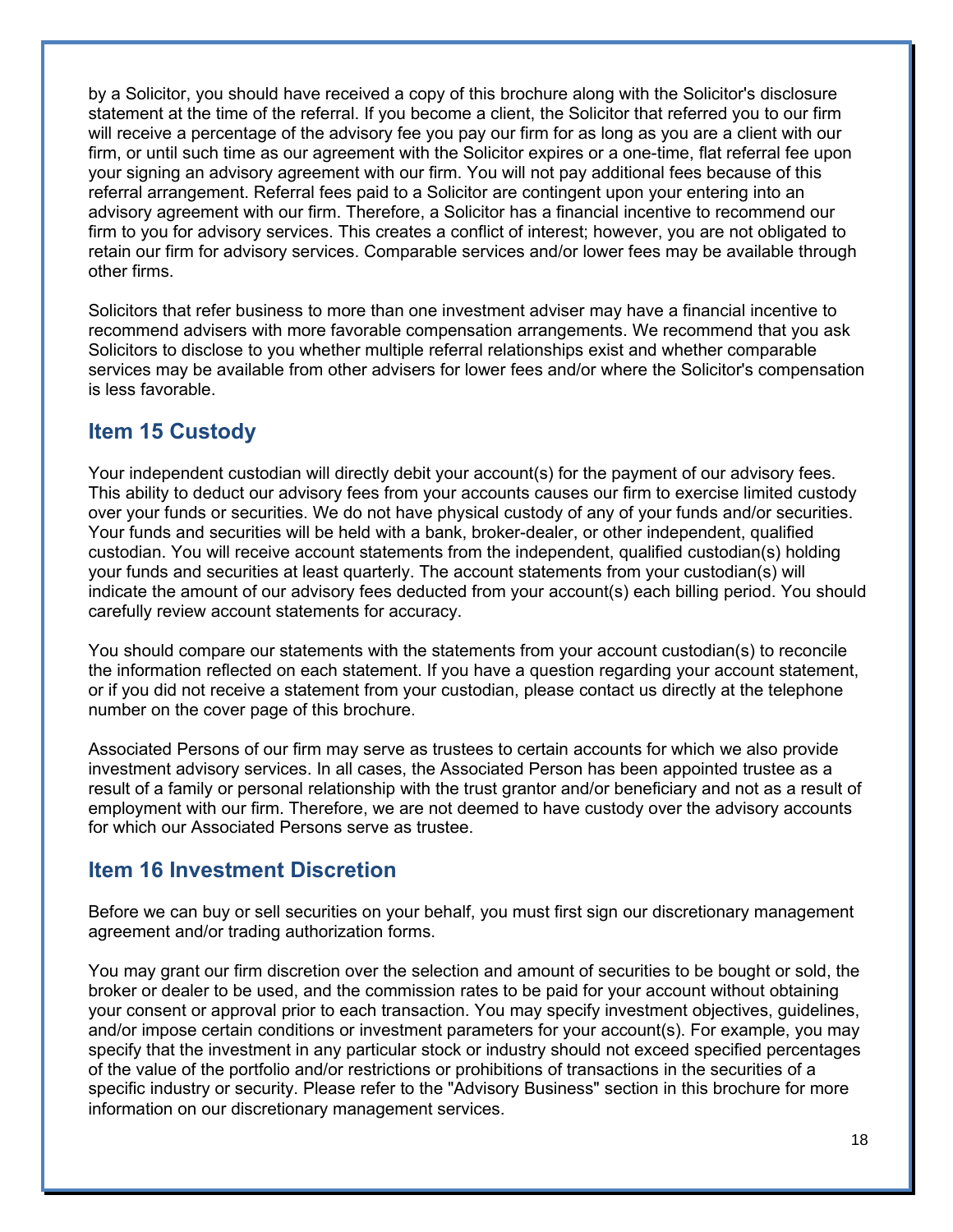by a Solicitor, you should have received a copy of this brochure along with the Solicitor's disclosure statement at the time of the referral. If you become a client, the Solicitor that referred you to our firm will receive a percentage of the advisory fee you pay our firm for as long as you are a client with our firm, or until such time as our agreement with the Solicitor expires or a one-time, flat referral fee upon your signing an advisory agreement with our firm. You will not pay additional fees because of this referral arrangement. Referral fees paid to a Solicitor are contingent upon your entering into an advisory agreement with our firm. Therefore, a Solicitor has a financial incentive to recommend our firm to you for advisory services. This creates a conflict of interest; however, you are not obligated to retain our firm for advisory services. Comparable services and/or lower fees may be available through other firms.

Solicitors that refer business to more than one investment adviser may have a financial incentive to recommend advisers with more favorable compensation arrangements. We recommend that you ask Solicitors to disclose to you whether multiple referral relationships exist and whether comparable services may be available from other advisers for lower fees and/or where the Solicitor's compensation is less favorable.

## Item 15 Custody

Your independent custodian will directly debit your account(s) for the payment of our advisory fees. This ability to deduct our advisory fees from your accounts causes our firm to exercise limited custody over your funds or securities. We do not have physical custody of any of your funds and/or securities. Your funds and securities will be held with a bank, broker-dealer, or other independent, qualified custodian. You will receive account statements from the independent, qualified custodian(s) holding your funds and securities at least quarterly. The account statements from your custodian(s) will indicate the amount of our advisory fees deducted from your account(s) each billing period. You should carefully review account statements for accuracy.

You should compare our statements with the statements from your account custodian(s) to reconcile the information reflected on each statement. If you have a question regarding your account statement, or if you did not receive a statement from your custodian, please contact us directly at the telephone number on the cover page of this brochure.

Associated Persons of our firm may serve as trustees to certain accounts for which we also provide investment advisory services. In all cases, the Associated Person has been appointed trustee as a result of a family or personal relationship with the trust grantor and/or beneficiary and not as a result of employment with our firm. Therefore, we are not deemed to have custody over the advisory accounts for which our Associated Persons serve as trustee.

## Item 16 Investment Discretion

Before we can buy or sell securities on your behalf, you must first sign our discretionary management agreement and/or trading authorization forms.

You may grant our firm discretion over the selection and amount of securities to be bought or sold, the broker or dealer to be used, and the commission rates to be paid for your account without obtaining your consent or approval prior to each transaction. You may specify investment objectives, guidelines, and/or impose certain conditions or investment parameters for your account(s). For example, you may specify that the investment in any particular stock or industry should not exceed specified percentages of the value of the portfolio and/or restrictions or prohibitions of transactions in the securities of a specific industry or security. Please refer to the "Advisory Business" section in this brochure for more information on our discretionary management services.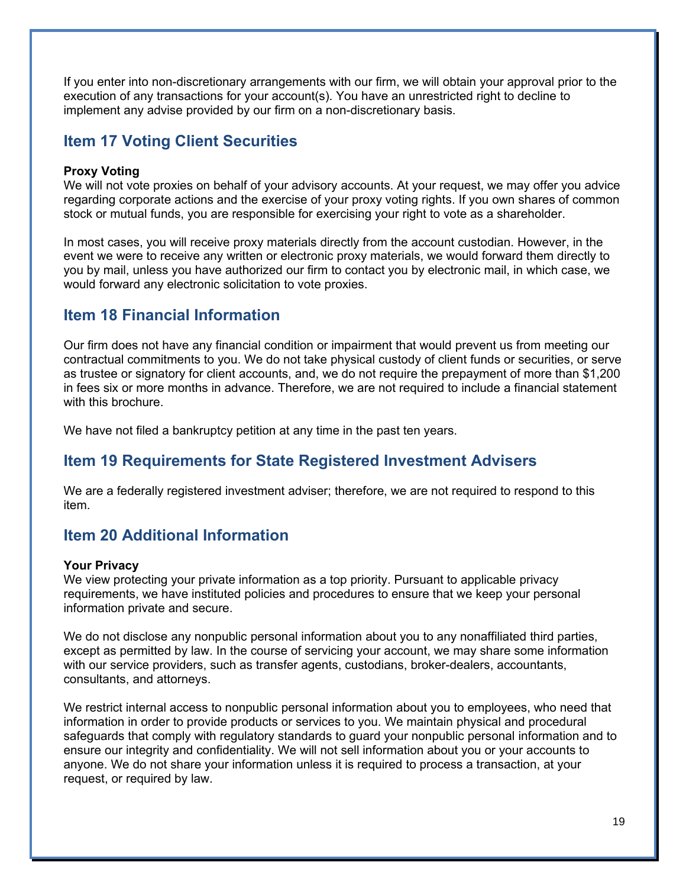If you enter into non-discretionary arrangements with our firm, we will obtain your approval prior to the execution of any transactions for your account(s). You have an unrestricted right to decline to implement any advise provided by our firm on a non-discretionary basis.

## Item 17 Voting Client Securities

**Proxy Voting**
We will not vote proxies on behalf of your advisory accounts. At your request, we may offer you advice regarding corporate actions and the exercise of your proxy voting rights. If you own shares of common stock or mutual funds, you are responsible for exercising your right to vote as a shareholder.

In most cases, you will receive proxy materials directly from the account custodian. However, in the event we were to receive any written or electronic proxy materials, we would forward them directly to you by mail, unless you have authorized our firm to contact you by electronic mail, in which case, we would forward any electronic solicitation to vote proxies.

## Item 18 Financial Information

Our firm does not have any financial condition or impairment that would prevent us from meeting our contractual commitments to you. We do not take physical custody of client funds or securities, or serve as trustee or signatory for client accounts, and, we do not require the prepayment of more than $1,200 in fees six or more months in advance. Therefore, we are not required to include a financial statement with this brochure.

We have not filed a bankruptcy petition at any time in the past ten years.

## Item 19 Requirements for State Registered Investment Advisers

We are a federally registered investment adviser; therefore, we are not required to respond to this item.

## Item 20 Additional Information

**Your Privacy**
We view protecting your private information as a top priority. Pursuant to applicable privacy requirements, we have instituted policies and procedures to ensure that we keep your personal information private and secure.

We do not disclose any nonpublic personal information about you to any nonaffiliated third parties, except as permitted by law. In the course of servicing your account, we may share some information with our service providers, such as transfer agents, custodians, broker-dealers, accountants, consultants, and attorneys.

We restrict internal access to nonpublic personal information about you to employees, who need that information in order to provide products or services to you. We maintain physical and procedural safeguards that comply with regulatory standards to guard your nonpublic personal information and to ensure our integrity and confidentiality. We will not sell information about you or your accounts to anyone. We do not share your information unless it is required to process a transaction, at your request, or required by law.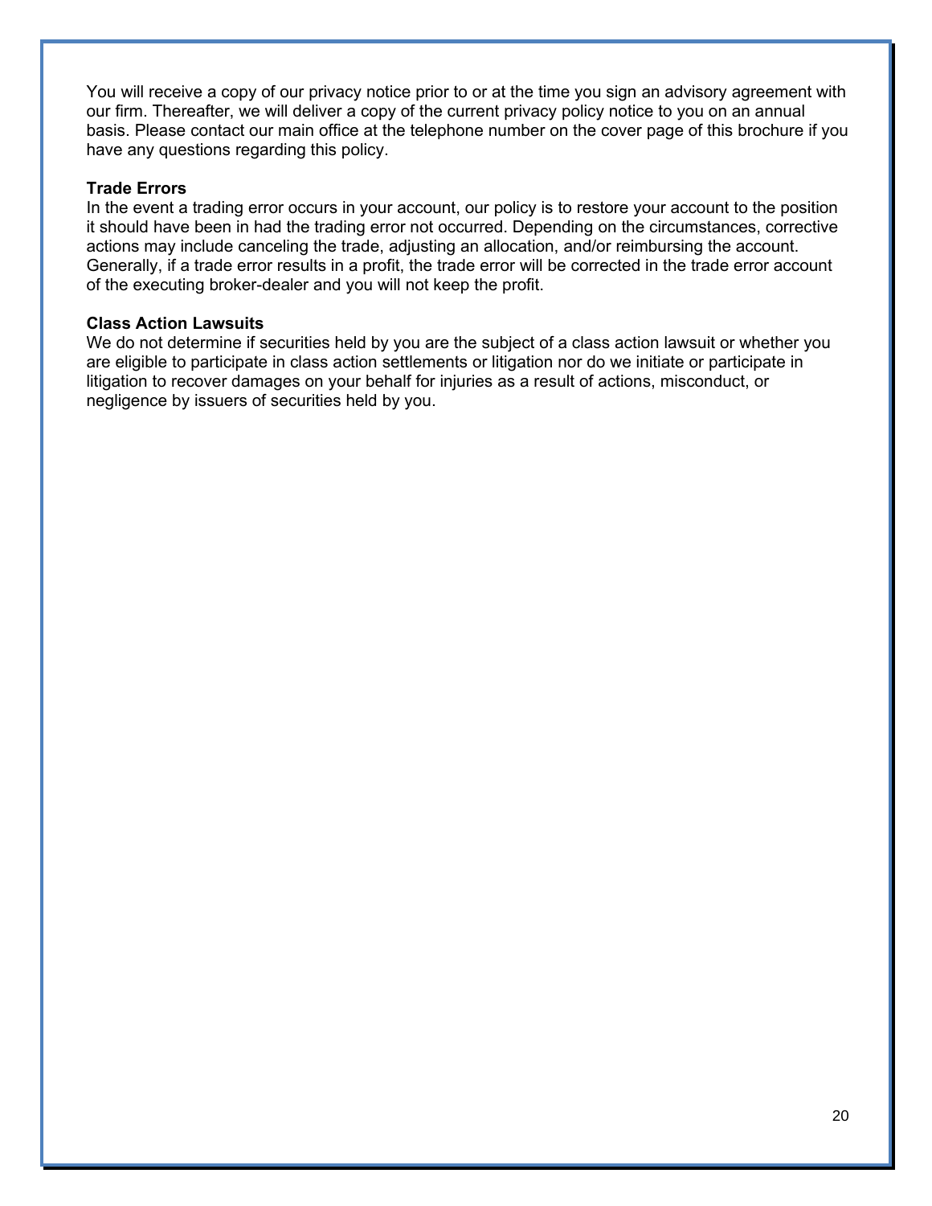You will receive a copy of our privacy notice prior to or at the time you sign an advisory agreement with our firm. Thereafter, we will deliver a copy of the current privacy policy notice to you on an annual basis. Please contact our main office at the telephone number on the cover page of this brochure if you have any questions regarding this policy.

**Trade Errors**

In the event a trading error occurs in your account, our policy is to restore your account to the position it should have been in had the trading error not occurred. Depending on the circumstances, corrective actions may include canceling the trade, adjusting an allocation, and/or reimbursing the account. Generally, if a trade error results in a profit, the trade error will be corrected in the trade error account of the executing broker-dealer and you will not keep the profit.

**Class Action Lawsuits**

We do not determine if securities held by you are the subject of a class action lawsuit or whether you are eligible to participate in class action settlements or litigation nor do we initiate or participate in litigation to recover damages on your behalf for injuries as a result of actions, misconduct, or negligence by issuers of securities held by you.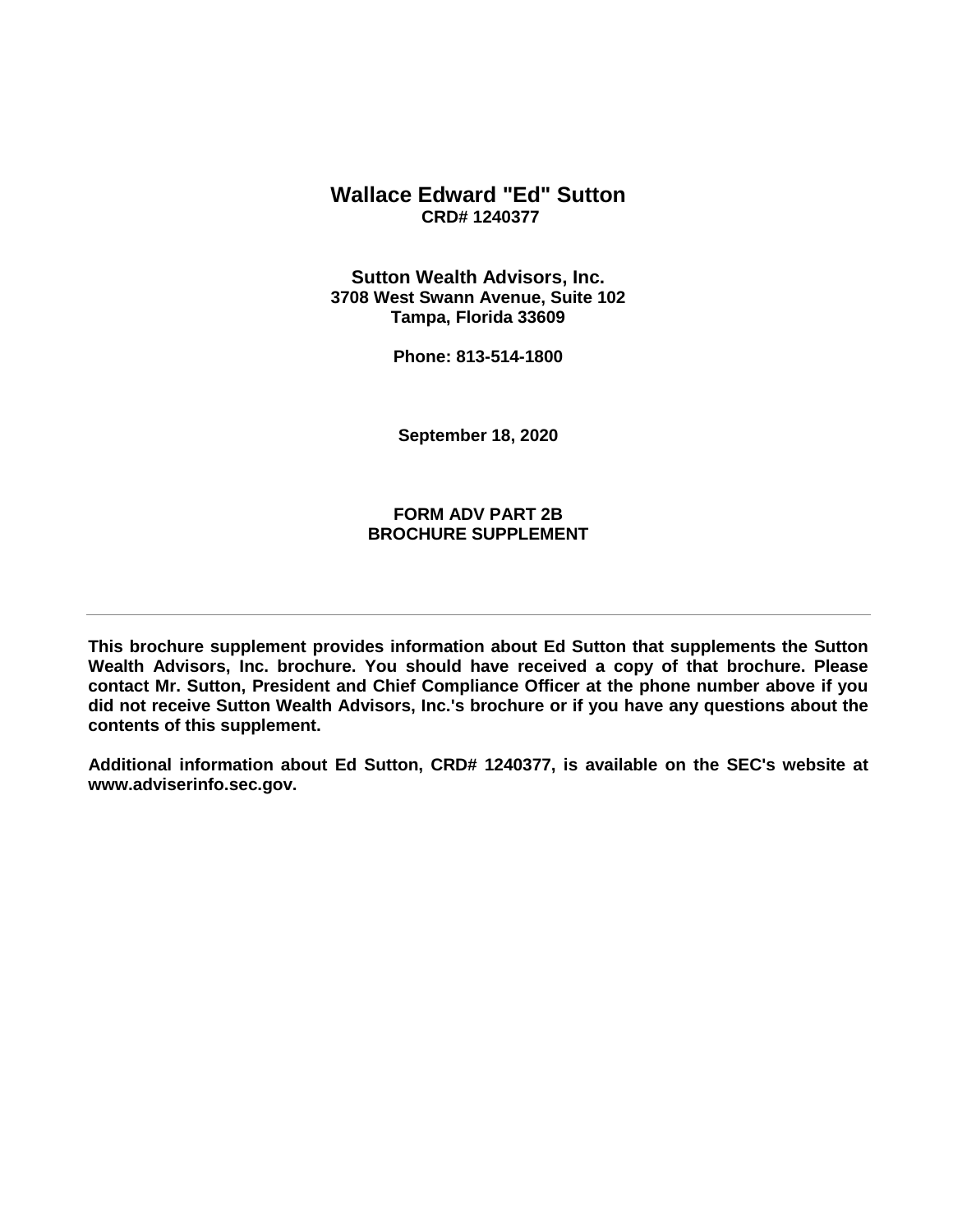# Wallace Edward "Ed" Sutton

**CRD# 1240377**

**Sutton Wealth Advisors, Inc.**
**3708 West Swann Avenue, Suite 102**
**Tampa, Florida 33609**

**Phone: 813-514-1800**

**September 18, 2020**

**FORM ADV PART 2B**
**BROCHURE SUPPLEMENT**

---

**This brochure supplement provides information about Ed Sutton that supplements the Sutton Wealth Advisors, Inc. brochure. You should have received a copy of that brochure. Please contact Mr. Sutton, President and Chief Compliance Officer at the phone number above if you did not receive Sutton Wealth Advisors, Inc.'s brochure or if you have any questions about the contents of this supplement.**

**Additional information about Ed Sutton, CRD# 1240377, is available on the SEC's website at www.adviserinfo.sec.gov.**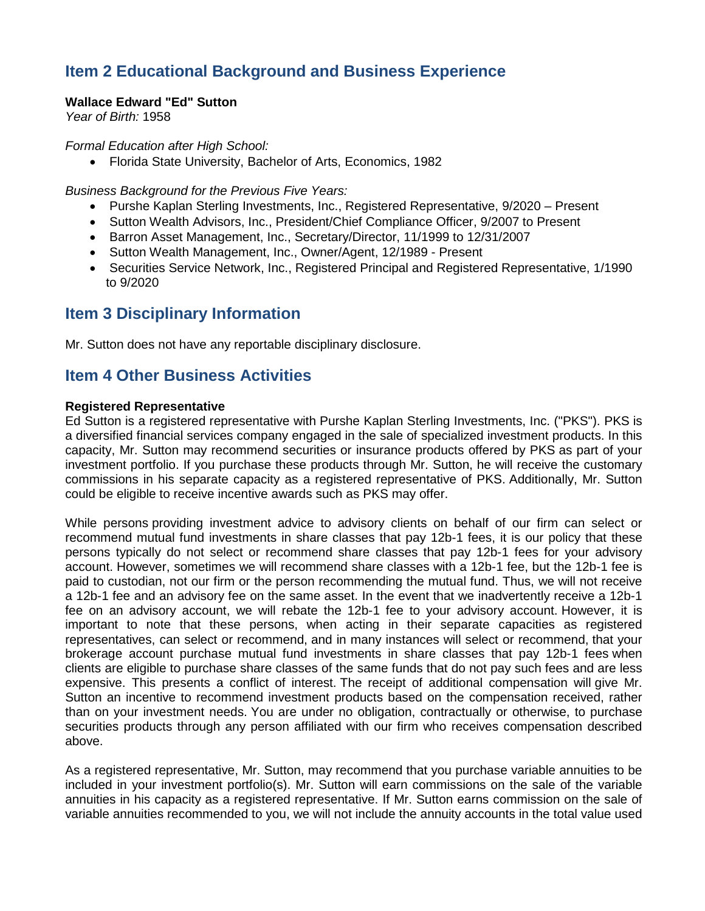## Item 2 Educational Background and Business Experience

**Wallace Edward "Ed" Sutton**
*Year of Birth:* 1958

*Formal Education after High School:*

- Florida State University, Bachelor of Arts, Economics, 1982

*Business Background for the Previous Five Years:*

- Purshe Kaplan Sterling Investments, Inc., Registered Representative, 9/2020 – Present
- Sutton Wealth Advisors, Inc., President/Chief Compliance Officer, 9/2007 to Present
- Barron Asset Management, Inc., Secretary/Director, 11/1999 to 12/31/2007
- Sutton Wealth Management, Inc., Owner/Agent, 12/1989 - Present
- Securities Service Network, Inc., Registered Principal and Registered Representative, 1/1990 to 9/2020

## Item 3 Disciplinary Information

Mr. Sutton does not have any reportable disciplinary disclosure.

## Item 4 Other Business Activities

**Registered Representative**
Ed Sutton is a registered representative with Purshe Kaplan Sterling Investments, Inc. ("PKS"). PKS is a diversified financial services company engaged in the sale of specialized investment products. In this capacity, Mr. Sutton may recommend securities or insurance products offered by PKS as part of your investment portfolio. If you purchase these products through Mr. Sutton, he will receive the customary commissions in his separate capacity as a registered representative of PKS. Additionally, Mr. Sutton could be eligible to receive incentive awards such as PKS may offer.

While persons providing investment advice to advisory clients on behalf of our firm can select or recommend mutual fund investments in share classes that pay 12b-1 fees, it is our policy that these persons typically do not select or recommend share classes that pay 12b-1 fees for your advisory account. However, sometimes we will recommend share classes with a 12b-1 fee, but the 12b-1 fee is paid to custodian, not our firm or the person recommending the mutual fund. Thus, we will not receive a 12b-1 fee and an advisory fee on the same asset. In the event that we inadvertently receive a 12b-1 fee on an advisory account, we will rebate the 12b-1 fee to your advisory account. However, it is important to note that these persons, when acting in their separate capacities as registered representatives, can select or recommend, and in many instances will select or recommend, that your brokerage account purchase mutual fund investments in share classes that pay 12b-1 fees when clients are eligible to purchase share classes of the same funds that do not pay such fees and are less expensive. This presents a conflict of interest. The receipt of additional compensation will give Mr. Sutton an incentive to recommend investment products based on the compensation received, rather than on your investment needs. You are under no obligation, contractually or otherwise, to purchase securities products through any person affiliated with our firm who receives compensation described above.

As a registered representative, Mr. Sutton, may recommend that you purchase variable annuities to be included in your investment portfolio(s). Mr. Sutton will earn commissions on the sale of the variable annuities in his capacity as a registered representative. If Mr. Sutton earns commission on the sale of variable annuities recommended to you, we will not include the annuity accounts in the total value used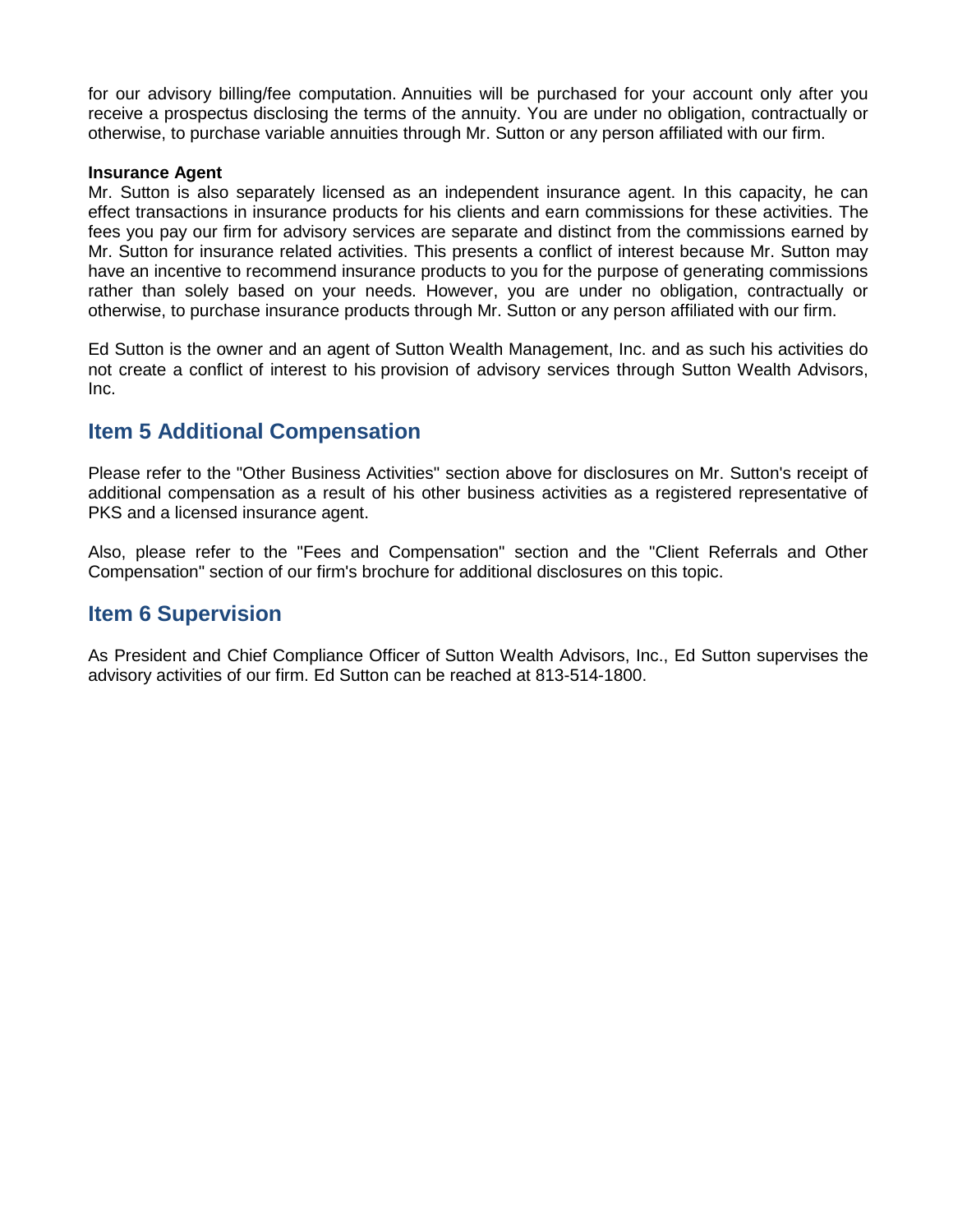for our advisory billing/fee computation. Annuities will be purchased for your account only after you receive a prospectus disclosing the terms of the annuity. You are under no obligation, contractually or otherwise, to purchase variable annuities through Mr. Sutton or any person affiliated with our firm.

**Insurance Agent**

Mr. Sutton is also separately licensed as an independent insurance agent. In this capacity, he can effect transactions in insurance products for his clients and earn commissions for these activities. The fees you pay our firm for advisory services are separate and distinct from the commissions earned by Mr. Sutton for insurance related activities. This presents a conflict of interest because Mr. Sutton may have an incentive to recommend insurance products to you for the purpose of generating commissions rather than solely based on your needs. However, you are under no obligation, contractually or otherwise, to purchase insurance products through Mr. Sutton or any person affiliated with our firm.

Ed Sutton is the owner and an agent of Sutton Wealth Management, Inc. and as such his activities do not create a conflict of interest to his provision of advisory services through Sutton Wealth Advisors, Inc.

## Item 5 Additional Compensation

Please refer to the "Other Business Activities" section above for disclosures on Mr. Sutton's receipt of additional compensation as a result of his other business activities as a registered representative of PKS and a licensed insurance agent.

Also, please refer to the "Fees and Compensation" section and the "Client Referrals and Other Compensation" section of our firm's brochure for additional disclosures on this topic.

## Item 6 Supervision

As President and Chief Compliance Officer of Sutton Wealth Advisors, Inc., Ed Sutton supervises the advisory activities of our firm. Ed Sutton can be reached at 813-514-1800.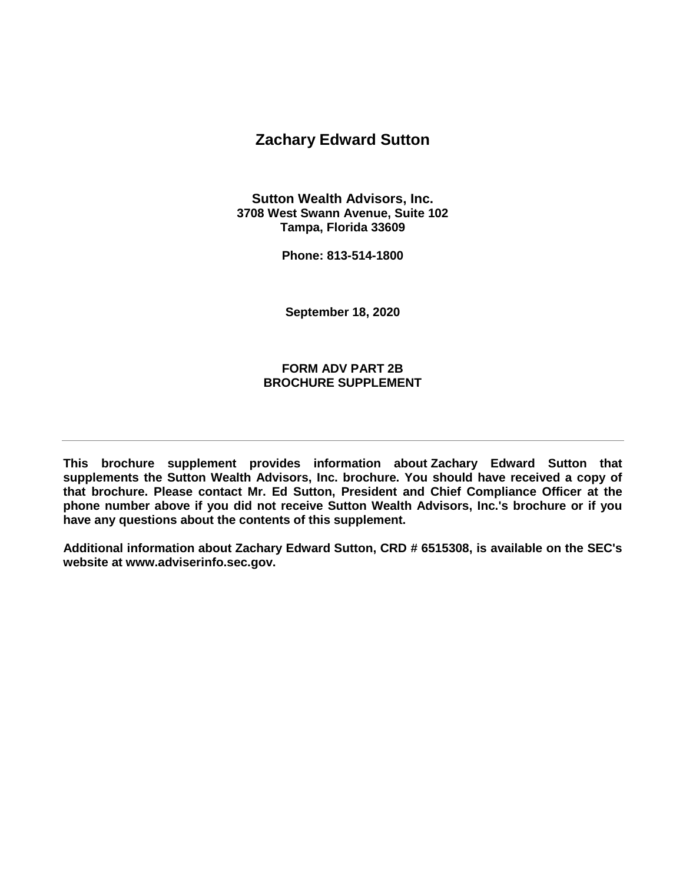# Zachary Edward Sutton

**Sutton Wealth Advisors, Inc.**
**3708 West Swann Avenue, Suite 102**
**Tampa, Florida 33609**

**Phone: 813-514-1800**

**September 18, 2020**

**FORM ADV PART 2B**
**BROCHURE SUPPLEMENT**

---

**This brochure supplement provides information about Zachary Edward Sutton that supplements the Sutton Wealth Advisors, Inc. brochure. You should have received a copy of that brochure. Please contact Mr. Ed Sutton, President and Chief Compliance Officer at the phone number above if you did not receive Sutton Wealth Advisors, Inc.'s brochure or if you have any questions about the contents of this supplement.**

**Additional information about Zachary Edward Sutton, CRD # 6515308, is available on the SEC's website at www.adviserinfo.sec.gov.**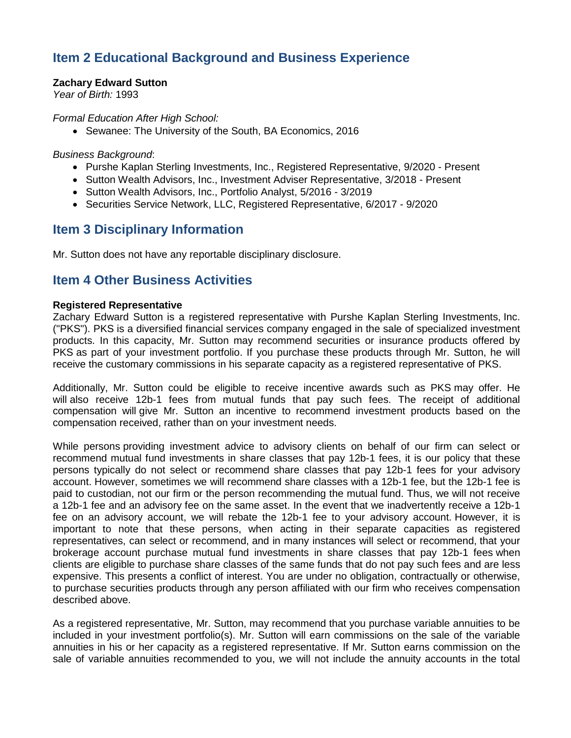## Item 2 Educational Background and Business Experience

**Zachary Edward Sutton**
*Year of Birth:* 1993

*Formal Education After High School:*

- Sewanee: The University of the South, BA Economics, 2016

*Business Background*:

- Purshe Kaplan Sterling Investments, Inc., Registered Representative, 9/2020 - Present
- Sutton Wealth Advisors, Inc., Investment Adviser Representative, 3/2018 - Present
- Sutton Wealth Advisors, Inc., Portfolio Analyst, 5/2016 - 3/2019
- Securities Service Network, LLC, Registered Representative, 6/2017 - 9/2020

## Item 3 Disciplinary Information

Mr. Sutton does not have any reportable disciplinary disclosure.

## Item 4 Other Business Activities

**Registered Representative**
Zachary Edward Sutton is a registered representative with Purshe Kaplan Sterling Investments, Inc. ("PKS"). PKS is a diversified financial services company engaged in the sale of specialized investment products. In this capacity, Mr. Sutton may recommend securities or insurance products offered by PKS as part of your investment portfolio. If you purchase these products through Mr. Sutton, he will receive the customary commissions in his separate capacity as a registered representative of PKS.

Additionally, Mr. Sutton could be eligible to receive incentive awards such as PKS may offer. He will also receive 12b-1 fees from mutual funds that pay such fees. The receipt of additional compensation will give Mr. Sutton an incentive to recommend investment products based on the compensation received, rather than on your investment needs.

While persons providing investment advice to advisory clients on behalf of our firm can select or recommend mutual fund investments in share classes that pay 12b-1 fees, it is our policy that these persons typically do not select or recommend share classes that pay 12b-1 fees for your advisory account. However, sometimes we will recommend share classes with a 12b-1 fee, but the 12b-1 fee is paid to custodian, not our firm or the person recommending the mutual fund. Thus, we will not receive a 12b-1 fee and an advisory fee on the same asset. In the event that we inadvertently receive a 12b-1 fee on an advisory account, we will rebate the 12b-1 fee to your advisory account. However, it is important to note that these persons, when acting in their separate capacities as registered representatives, can select or recommend, and in many instances will select or recommend, that your brokerage account purchase mutual fund investments in share classes that pay 12b-1 fees when clients are eligible to purchase share classes of the same funds that do not pay such fees and are less expensive. This presents a conflict of interest. You are under no obligation, contractually or otherwise, to purchase securities products through any person affiliated with our firm who receives compensation described above.

As a registered representative, Mr. Sutton, may recommend that you purchase variable annuities to be included in your investment portfolio(s). Mr. Sutton will earn commissions on the sale of the variable annuities in his or her capacity as a registered representative. If Mr. Sutton earns commission on the sale of variable annuities recommended to you, we will not include the annuity accounts in the total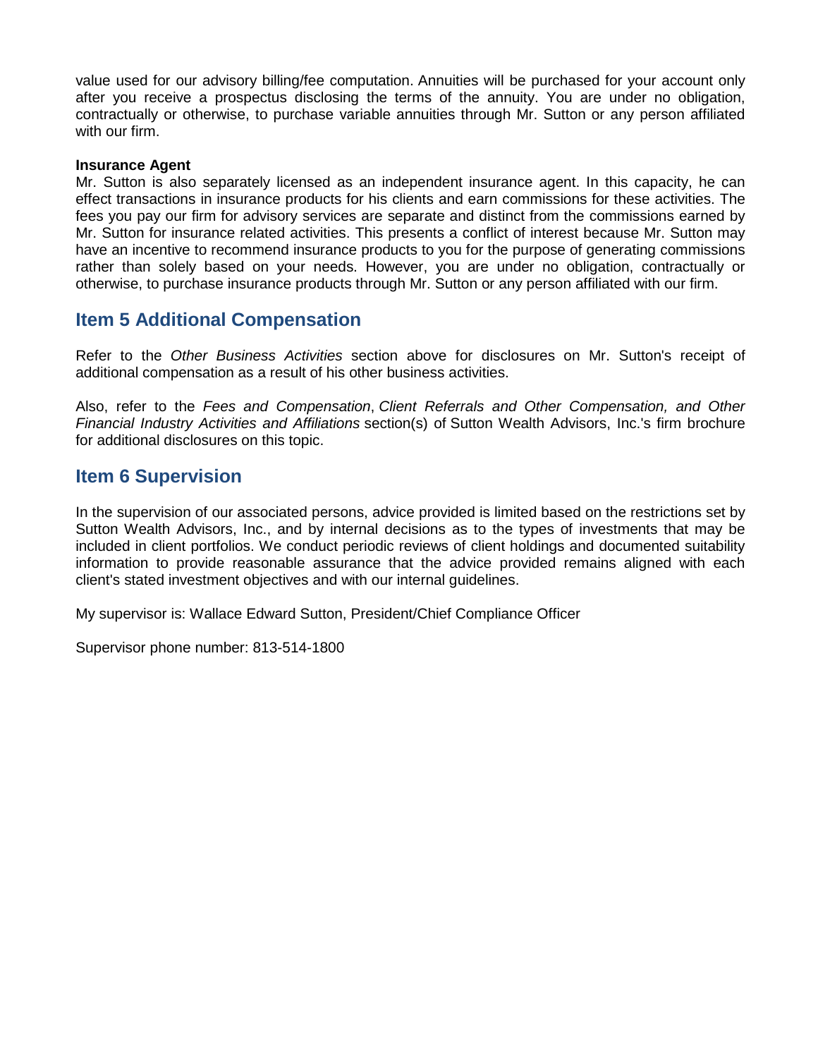value used for our advisory billing/fee computation. Annuities will be purchased for your account only after you receive a prospectus disclosing the terms of the annuity. You are under no obligation, contractually or otherwise, to purchase variable annuities through Mr. Sutton or any person affiliated with our firm.

**Insurance Agent**

Mr. Sutton is also separately licensed as an independent insurance agent. In this capacity, he can effect transactions in insurance products for his clients and earn commissions for these activities. The fees you pay our firm for advisory services are separate and distinct from the commissions earned by Mr. Sutton for insurance related activities. This presents a conflict of interest because Mr. Sutton may have an incentive to recommend insurance products to you for the purpose of generating commissions rather than solely based on your needs. However, you are under no obligation, contractually or otherwise, to purchase insurance products through Mr. Sutton or any person affiliated with our firm.

## Item 5 Additional Compensation

Refer to the *Other Business Activities* section above for disclosures on Mr. Sutton's receipt of additional compensation as a result of his other business activities.

Also, refer to the *Fees and Compensation*, *Client Referrals and Other Compensation, and Other Financial Industry Activities and Affiliations* section(s) of Sutton Wealth Advisors, Inc.'s firm brochure for additional disclosures on this topic.

## Item 6 Supervision

In the supervision of our associated persons, advice provided is limited based on the restrictions set by Sutton Wealth Advisors, Inc., and by internal decisions as to the types of investments that may be included in client portfolios. We conduct periodic reviews of client holdings and documented suitability information to provide reasonable assurance that the advice provided remains aligned with each client's stated investment objectives and with our internal guidelines.

My supervisor is: Wallace Edward Sutton, President/Chief Compliance Officer

Supervisor phone number: 813-514-1800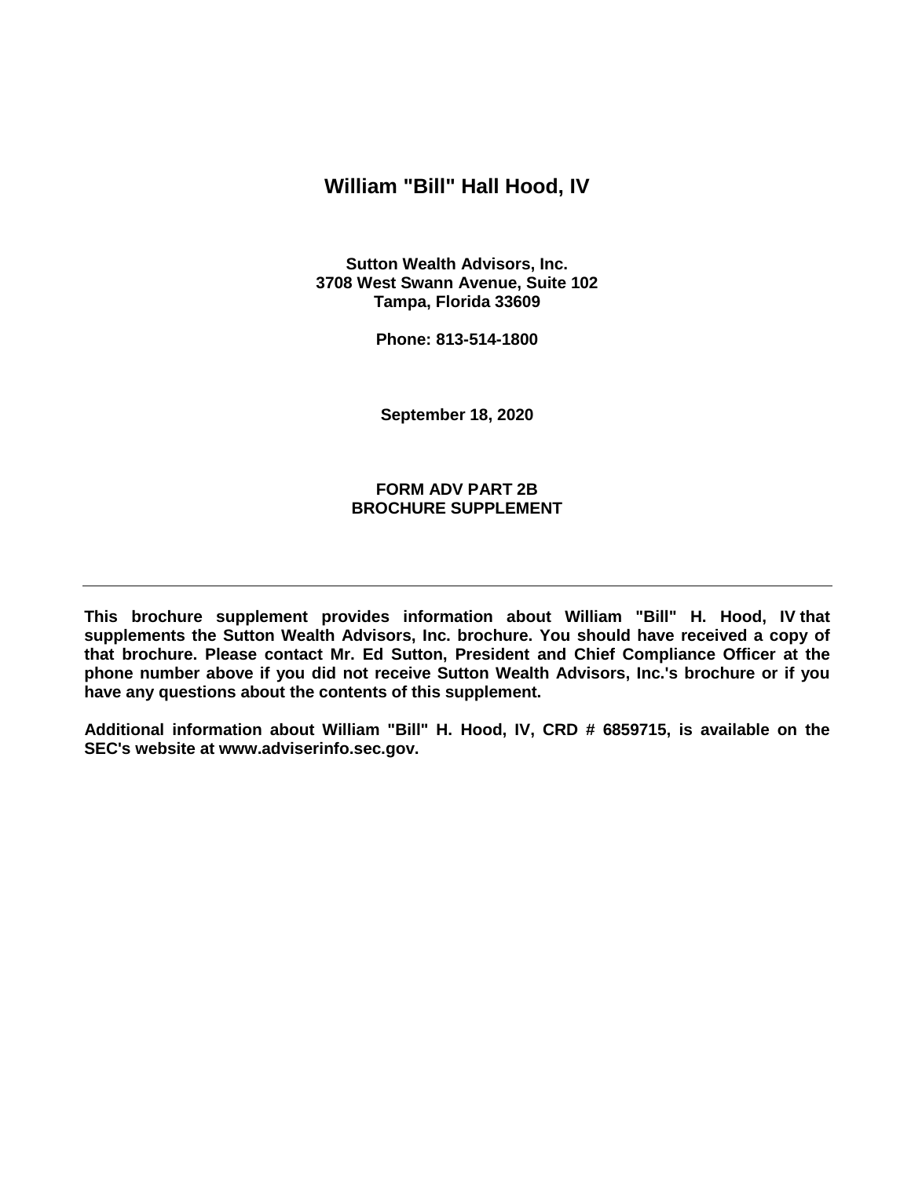# William "Bill" Hall Hood, IV

**Sutton Wealth Advisors, Inc.**
**3708 West Swann Avenue, Suite 102**
**Tampa, Florida 33609**

**Phone: 813-514-1800**

**September 18, 2020**

**FORM ADV PART 2B**
**BROCHURE SUPPLEMENT**

---

**This brochure supplement provides information about William "Bill" H. Hood, IV that supplements the Sutton Wealth Advisors, Inc. brochure. You should have received a copy of that brochure. Please contact Mr. Ed Sutton, President and Chief Compliance Officer at the phone number above if you did not receive Sutton Wealth Advisors, Inc.'s brochure or if you have any questions about the contents of this supplement.**

**Additional information about William "Bill" H. Hood, IV, CRD # 6859715, is available on the SEC's website at www.adviserinfo.sec.gov.**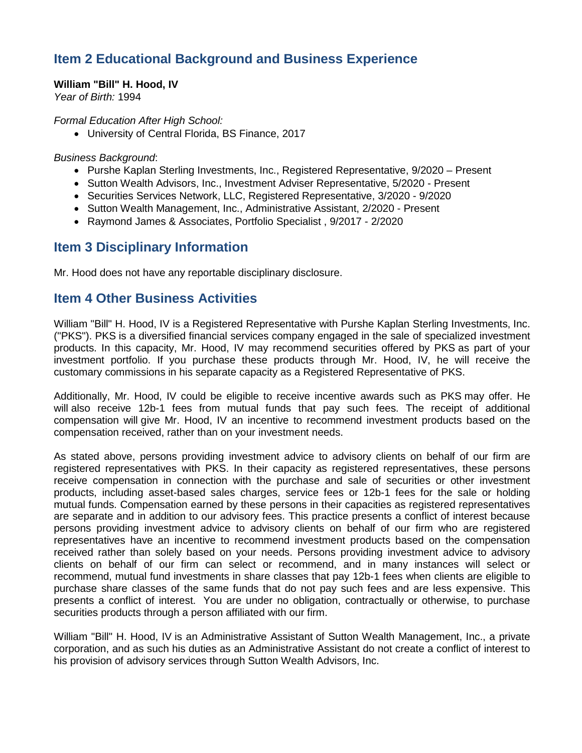## Item 2 Educational Background and Business Experience

**William "Bill" H. Hood, IV**
*Year of Birth:* 1994

*Formal Education After High School:*

- University of Central Florida, BS Finance, 2017

*Business Background*:

- Purshe Kaplan Sterling Investments, Inc., Registered Representative, 9/2020 – Present
- Sutton Wealth Advisors, Inc., Investment Adviser Representative, 5/2020 - Present
- Securities Services Network, LLC, Registered Representative, 3/2020 - 9/2020
- Sutton Wealth Management, Inc., Administrative Assistant, 2/2020 - Present
- Raymond James & Associates, Portfolio Specialist , 9/2017 - 2/2020

## Item 3 Disciplinary Information

Mr. Hood does not have any reportable disciplinary disclosure.

## Item 4 Other Business Activities

William "Bill" H. Hood, IV is a Registered Representative with Purshe Kaplan Sterling Investments, Inc. ("PKS"). PKS is a diversified financial services company engaged in the sale of specialized investment products. In this capacity, Mr. Hood, IV may recommend securities offered by PKS as part of your investment portfolio. If you purchase these products through Mr. Hood, IV, he will receive the customary commissions in his separate capacity as a Registered Representative of PKS.

Additionally, Mr. Hood, IV could be eligible to receive incentive awards such as PKS may offer. He will also receive 12b-1 fees from mutual funds that pay such fees. The receipt of additional compensation will give Mr. Hood, IV an incentive to recommend investment products based on the compensation received, rather than on your investment needs.

As stated above, persons providing investment advice to advisory clients on behalf of our firm are registered representatives with PKS. In their capacity as registered representatives, these persons receive compensation in connection with the purchase and sale of securities or other investment products, including asset-based sales charges, service fees or 12b-1 fees for the sale or holding mutual funds. Compensation earned by these persons in their capacities as registered representatives are separate and in addition to our advisory fees. This practice presents a conflict of interest because persons providing investment advice to advisory clients on behalf of our firm who are registered representatives have an incentive to recommend investment products based on the compensation received rather than solely based on your needs. Persons providing investment advice to advisory clients on behalf of our firm can select or recommend, and in many instances will select or recommend, mutual fund investments in share classes that pay 12b-1 fees when clients are eligible to purchase share classes of the same funds that do not pay such fees and are less expensive. This presents a conflict of interest. You are under no obligation, contractually or otherwise, to purchase securities products through a person affiliated with our firm.

William "Bill" H. Hood, IV is an Administrative Assistant of Sutton Wealth Management, Inc., a private corporation, and as such his duties as an Administrative Assistant do not create a conflict of interest to his provision of advisory services through Sutton Wealth Advisors, Inc.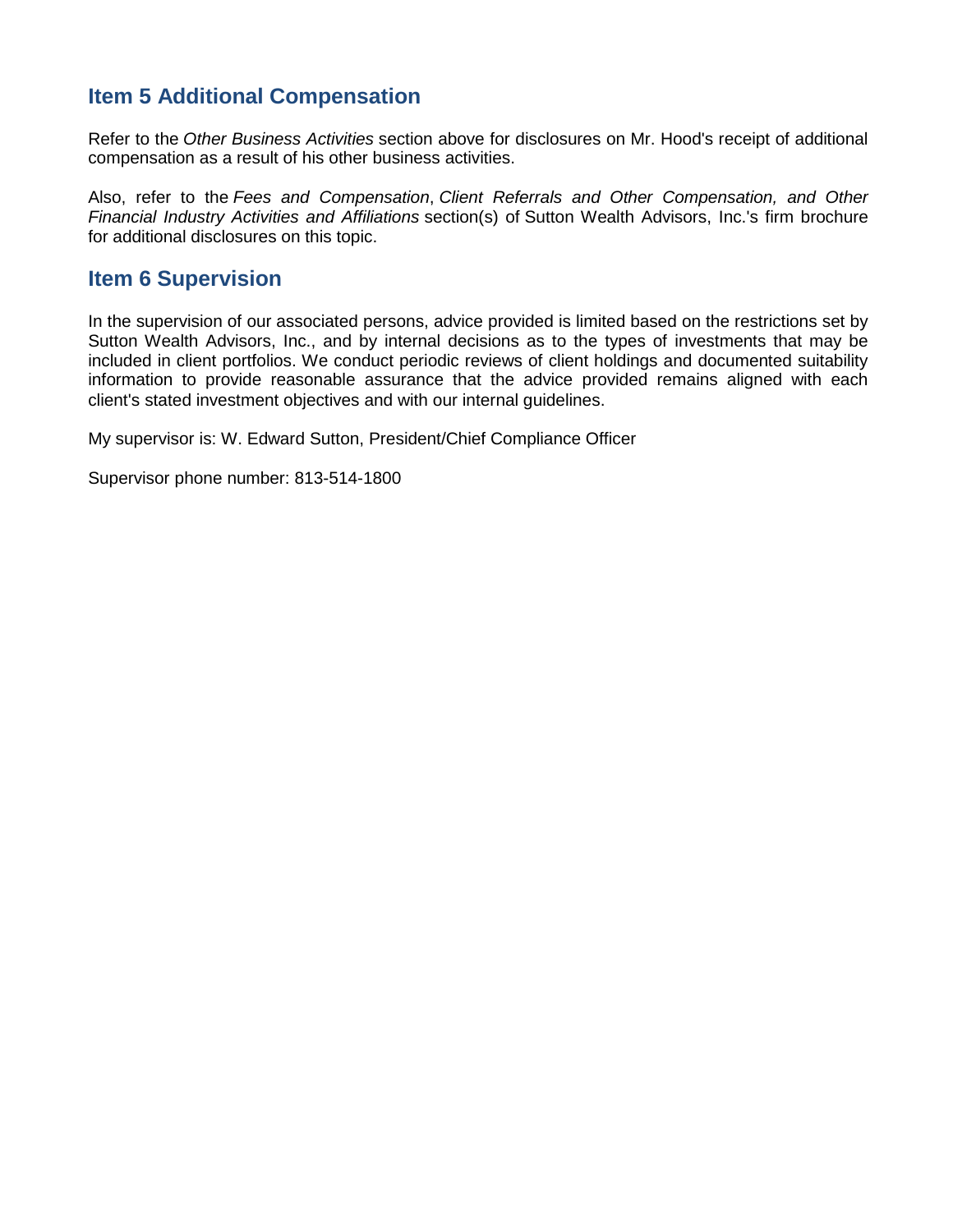## Item 5 Additional Compensation

Refer to the *Other Business Activities* section above for disclosures on Mr. Hood's receipt of additional compensation as a result of his other business activities.

Also, refer to the *Fees and Compensation*, *Client Referrals and Other Compensation, and Other Financial Industry Activities and Affiliations* section(s) of Sutton Wealth Advisors, Inc.'s firm brochure for additional disclosures on this topic.

## Item 6 Supervision

In the supervision of our associated persons, advice provided is limited based on the restrictions set by Sutton Wealth Advisors, Inc., and by internal decisions as to the types of investments that may be included in client portfolios. We conduct periodic reviews of client holdings and documented suitability information to provide reasonable assurance that the advice provided remains aligned with each client's stated investment objectives and with our internal guidelines.

My supervisor is: W. Edward Sutton, President/Chief Compliance Officer

Supervisor phone number: 813-514-1800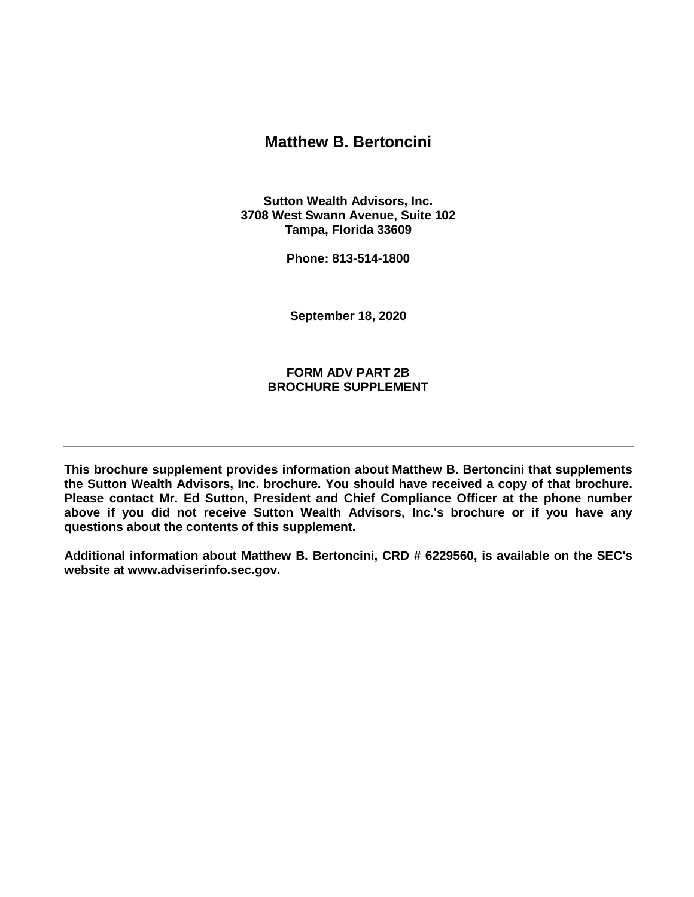# Matthew B. Bertoncini

**Sutton Wealth Advisors, Inc.**
**3708 West Swann Avenue, Suite 102**
**Tampa, Florida 33609**

**Phone: 813-514-1800**

**September 18, 2020**

**FORM ADV PART 2B**
**BROCHURE SUPPLEMENT**

---

**This brochure supplement provides information about Matthew B. Bertoncini that supplements the Sutton Wealth Advisors, Inc. brochure. You should have received a copy of that brochure. Please contact Mr. Ed Sutton, President and Chief Compliance Officer at the phone number above if you did not receive Sutton Wealth Advisors, Inc.'s brochure or if you have any questions about the contents of this supplement.**

**Additional information about Matthew B. Bertoncini, CRD # 6229560, is available on the SEC's website at www.adviserinfo.sec.gov.**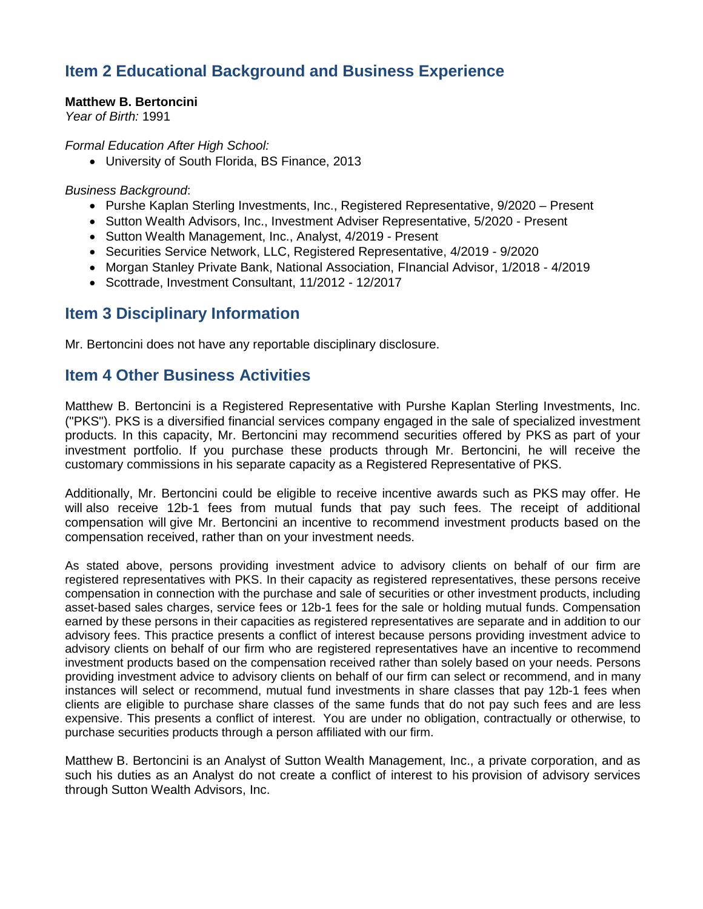## Item 2 Educational Background and Business Experience

**Matthew B. Bertoncini**
*Year of Birth:* 1991

*Formal Education After High School:*

- University of South Florida, BS Finance, 2013

*Business Background*:

- Purshe Kaplan Sterling Investments, Inc., Registered Representative, 9/2020 – Present
- Sutton Wealth Advisors, Inc., Investment Adviser Representative, 5/2020 - Present
- Sutton Wealth Management, Inc., Analyst, 4/2019 - Present
- Securities Service Network, LLC, Registered Representative, 4/2019 - 9/2020
- Morgan Stanley Private Bank, National Association, FInancial Advisor, 1/2018 - 4/2019
- Scottrade, Investment Consultant, 11/2012 - 12/2017

## Item 3 Disciplinary Information

Mr. Bertoncini does not have any reportable disciplinary disclosure.

## Item 4 Other Business Activities

Matthew B. Bertoncini is a Registered Representative with Purshe Kaplan Sterling Investments, Inc. ("PKS"). PKS is a diversified financial services company engaged in the sale of specialized investment products. In this capacity, Mr. Bertoncini may recommend securities offered by PKS as part of your investment portfolio. If you purchase these products through Mr. Bertoncini, he will receive the customary commissions in his separate capacity as a Registered Representative of PKS.

Additionally, Mr. Bertoncini could be eligible to receive incentive awards such as PKS may offer. He will also receive 12b-1 fees from mutual funds that pay such fees. The receipt of additional compensation will give Mr. Bertoncini an incentive to recommend investment products based on the compensation received, rather than on your investment needs.

As stated above, persons providing investment advice to advisory clients on behalf of our firm are registered representatives with PKS. In their capacity as registered representatives, these persons receive compensation in connection with the purchase and sale of securities or other investment products, including asset-based sales charges, service fees or 12b-1 fees for the sale or holding mutual funds. Compensation earned by these persons in their capacities as registered representatives are separate and in addition to our advisory fees. This practice presents a conflict of interest because persons providing investment advice to advisory clients on behalf of our firm who are registered representatives have an incentive to recommend investment products based on the compensation received rather than solely based on your needs. Persons providing investment advice to advisory clients on behalf of our firm can select or recommend, and in many instances will select or recommend, mutual fund investments in share classes that pay 12b-1 fees when clients are eligible to purchase share classes of the same funds that do not pay such fees and are less expensive. This presents a conflict of interest. You are under no obligation, contractually or otherwise, to purchase securities products through a person affiliated with our firm.

Matthew B. Bertoncini is an Analyst of Sutton Wealth Management, Inc., a private corporation, and as such his duties as an Analyst do not create a conflict of interest to his provision of advisory services through Sutton Wealth Advisors, Inc.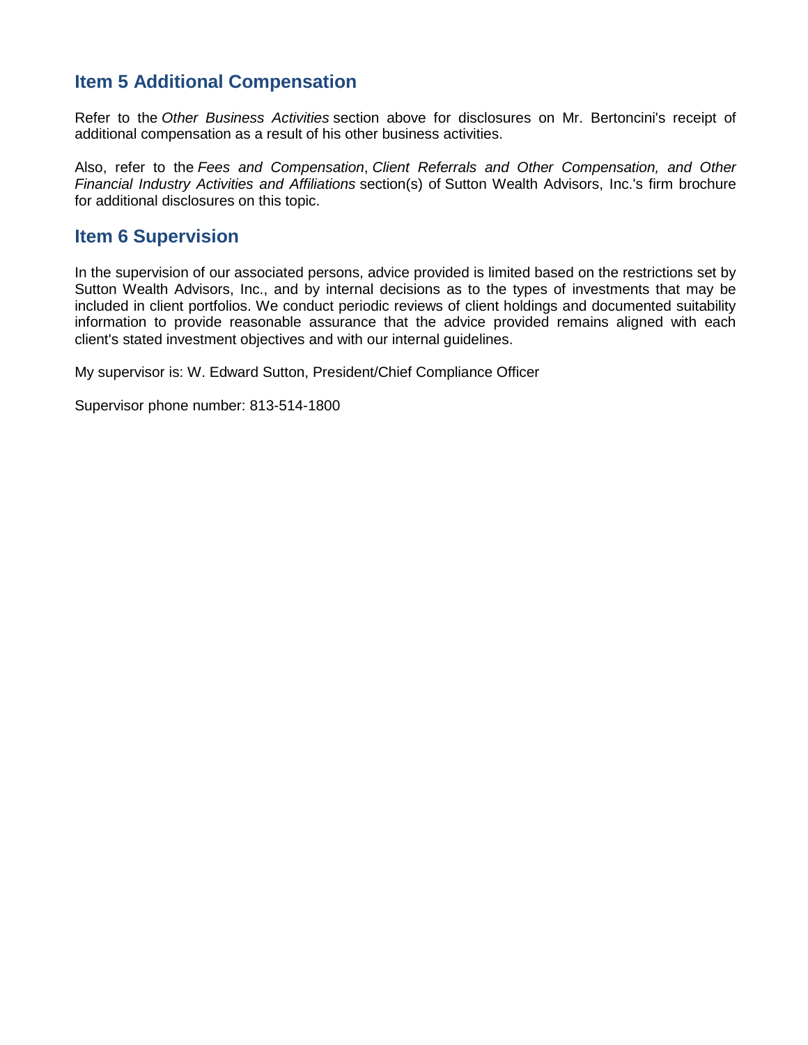## Item 5 Additional Compensation

Refer to the *Other Business Activities* section above for disclosures on Mr. Bertoncini's receipt of additional compensation as a result of his other business activities.

Also, refer to the *Fees and Compensation*, *Client Referrals and Other Compensation, and Other Financial Industry Activities and Affiliations* section(s) of Sutton Wealth Advisors, Inc.'s firm brochure for additional disclosures on this topic.

## Item 6 Supervision

In the supervision of our associated persons, advice provided is limited based on the restrictions set by Sutton Wealth Advisors, Inc., and by internal decisions as to the types of investments that may be included in client portfolios. We conduct periodic reviews of client holdings and documented suitability information to provide reasonable assurance that the advice provided remains aligned with each client's stated investment objectives and with our internal guidelines.

My supervisor is: W. Edward Sutton, President/Chief Compliance Officer

Supervisor phone number: 813-514-1800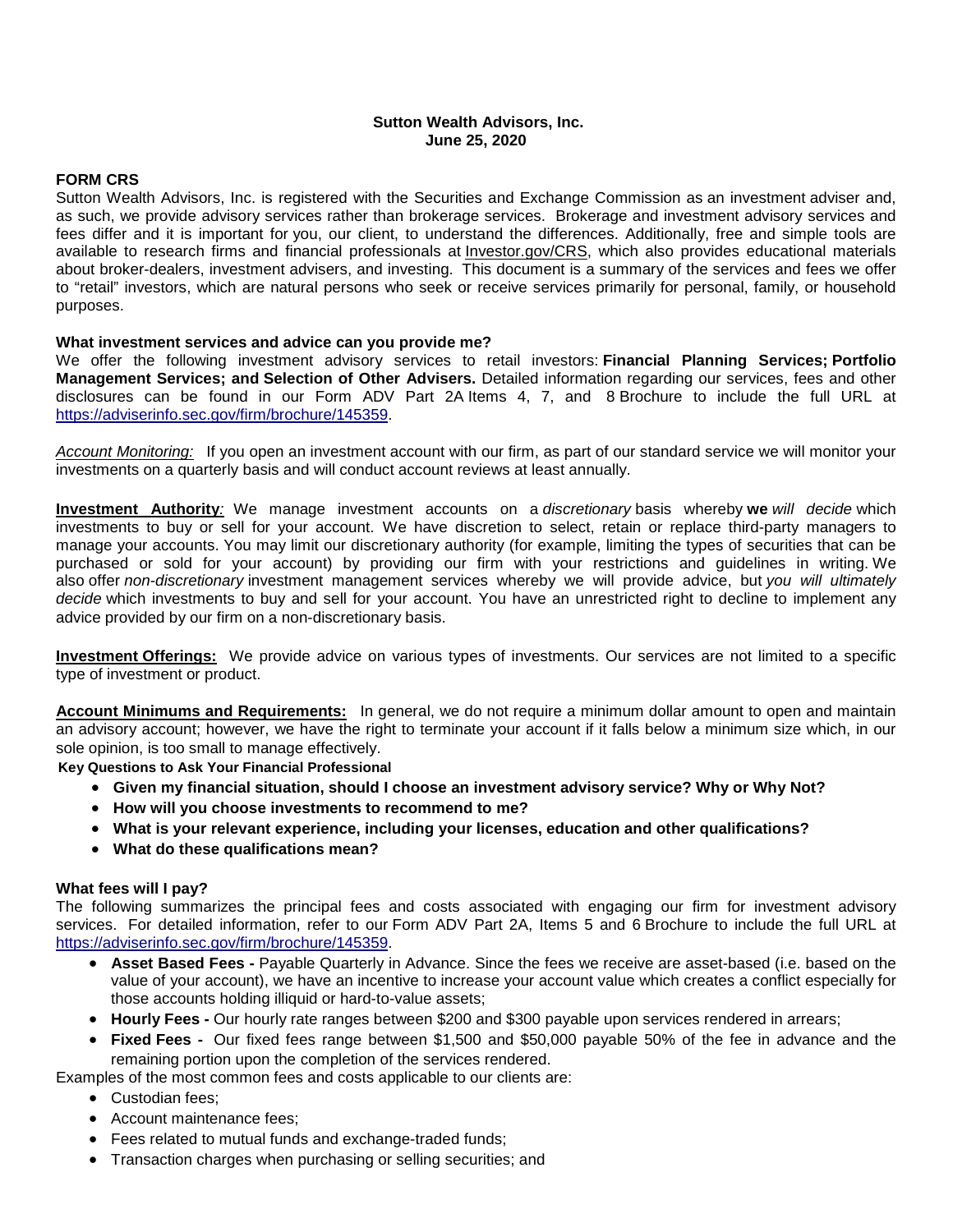**Sutton Wealth Advisors, Inc.**
**June 25, 2020**

## FORM CRS

Sutton Wealth Advisors, Inc. is registered with the Securities and Exchange Commission as an investment adviser and, as such, we provide advisory services rather than brokerage services. Brokerage and investment advisory services and fees differ and it is important for you, our client, to understand the differences. Additionally, free and simple tools are available to research firms and financial professionals at Investor.gov/CRS, which also provides educational materials about broker-dealers, investment advisers, and investing. This document is a summary of the services and fees we offer to "retail" investors, which are natural persons who seek or receive services primarily for personal, family, or household purposes.

### What investment services and advice can you provide me?

We offer the following investment advisory services to retail investors: **Financial Planning Services; Portfolio Management Services; and Selection of Other Advisers.** Detailed information regarding our services, fees and other disclosures can be found in our Form ADV Part 2A Items 4, 7, and 8 Brochure to include the full URL at https://adviserinfo.sec.gov/firm/brochure/145359.

*Account Monitoring:* If you open an investment account with our firm, as part of our standard service we will monitor your investments on a quarterly basis and will conduct account reviews at least annually.

**Investment Authority**: We manage investment accounts on a *discretionary* basis whereby **we** *will decide* which investments to buy or sell for your account. We have discretion to select, retain or replace third-party managers to manage your accounts. You may limit our discretionary authority (for example, limiting the types of securities that can be purchased or sold for your account) by providing our firm with your restrictions and guidelines in writing. We also offer *non-discretionary* investment management services whereby we will provide advice, but *you will ultimately decide* which investments to buy and sell for your account. You have an unrestricted right to decline to implement any advice provided by our firm on a non-discretionary basis.

**Investment Offerings:** We provide advice on various types of investments. Our services are not limited to a specific type of investment or product.

**Account Minimums and Requirements:** In general, we do not require a minimum dollar amount to open and maintain an advisory account; however, we have the right to terminate your account if it falls below a minimum size which, in our sole opinion, is too small to manage effectively.

**Key Questions to Ask Your Financial Professional**

- **Given my financial situation, should I choose an investment advisory service? Why or Why Not?**
- **How will you choose investments to recommend to me?**
- **What is your relevant experience, including your licenses, education and other qualifications?**
- **What do these qualifications mean?**

### What fees will I pay?

The following summarizes the principal fees and costs associated with engaging our firm for investment advisory services. For detailed information, refer to our Form ADV Part 2A, Items 5 and 6 Brochure to include the full URL at https://adviserinfo.sec.gov/firm/brochure/145359.

- **Asset Based Fees -** Payable Quarterly in Advance. Since the fees we receive are asset-based (i.e. based on the value of your account), we have an incentive to increase your account value which creates a conflict especially for those accounts holding illiquid or hard-to-value assets;
- **Hourly Fees -** Our hourly rate ranges between $200 and $300 payable upon services rendered in arrears;
- **Fixed Fees -** Our fixed fees range between $1,500 and $50,000 payable 50% of the fee in advance and the remaining portion upon the completion of the services rendered.

Examples of the most common fees and costs applicable to our clients are:

- Custodian fees;
- Account maintenance fees;
- Fees related to mutual funds and exchange-traded funds;
- Transaction charges when purchasing or selling securities; and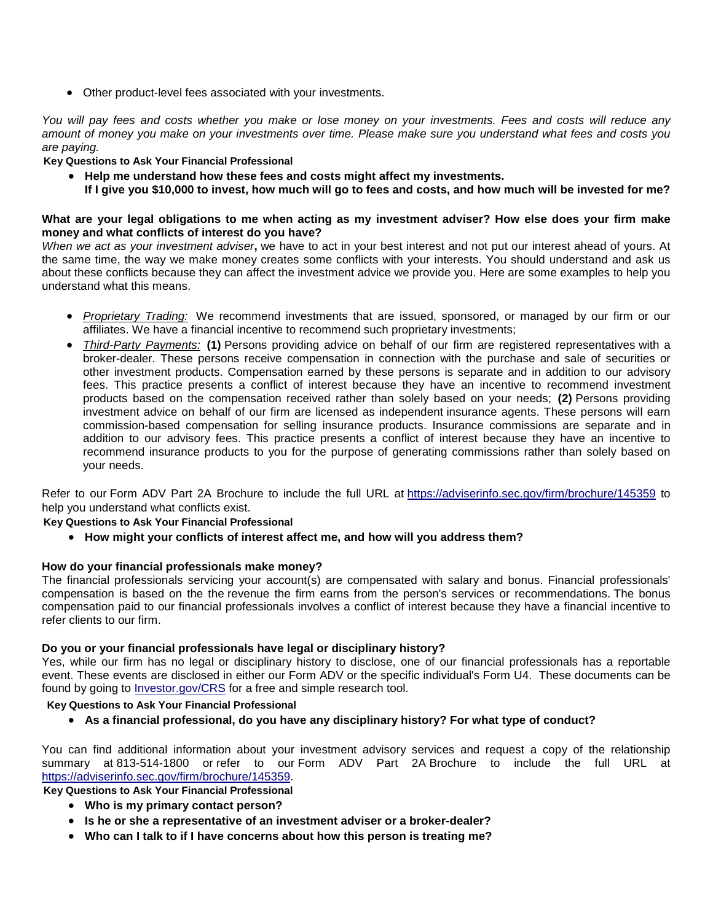- Other product-level fees associated with your investments.

*You will pay fees and costs whether you make or lose money on your investments. Fees and costs will reduce any amount of money you make on your investments over time. Please make sure you understand what fees and costs you are paying.*

**Key Questions to Ask Your Financial Professional**

- **Help me understand how these fees and costs might affect my investments. If I give you $10,000 to invest, how much will go to fees and costs, and how much will be invested for me?**

**What are your legal obligations to me when acting as my investment adviser? How else does your firm make money and what conflicts of interest do you have?**

*When we act as your investment adviser***,** we have to act in your best interest and not put our interest ahead of yours. At the same time, the way we make money creates some conflicts with your interests. You should understand and ask us about these conflicts because they can affect the investment advice we provide you. Here are some examples to help you understand what this means.

- *Proprietary Trading:* We recommend investments that are issued, sponsored, or managed by our firm or our affiliates. We have a financial incentive to recommend such proprietary investments;
- *Third-Party Payments:* **(1)** Persons providing advice on behalf of our firm are registered representatives with a broker-dealer. These persons receive compensation in connection with the purchase and sale of securities or other investment products. Compensation earned by these persons is separate and in addition to our advisory fees. This practice presents a conflict of interest because they have an incentive to recommend investment products based on the compensation received rather than solely based on your needs; **(2)** Persons providing investment advice on behalf of our firm are licensed as independent insurance agents. These persons will earn commission-based compensation for selling insurance products. Insurance commissions are separate and in addition to our advisory fees. This practice presents a conflict of interest because they have an incentive to recommend insurance products to you for the purpose of generating commissions rather than solely based on your needs.

Refer to our Form ADV Part 2A Brochure to include the full URL at https://adviserinfo.sec.gov/firm/brochure/145359 to help you understand what conflicts exist.

**Key Questions to Ask Your Financial Professional**

- **How might your conflicts of interest affect me, and how will you address them?**

**How do your financial professionals make money?**

The financial professionals servicing your account(s) are compensated with salary and bonus. Financial professionals' compensation is based on the the revenue the firm earns from the person's services or recommendations. The bonus compensation paid to our financial professionals involves a conflict of interest because they have a financial incentive to refer clients to our firm.

**Do you or your financial professionals have legal or disciplinary history?**

Yes, while our firm has no legal or disciplinary history to disclose, one of our financial professionals has a reportable event. These events are disclosed in either our Form ADV or the specific individual's Form U4. These documents can be found by going to Investor.gov/CRS for a free and simple research tool.

**Key Questions to Ask Your Financial Professional**

- **As a financial professional, do you have any disciplinary history? For what type of conduct?**

You can find additional information about your investment advisory services and request a copy of the relationship summary at 813-514-1800 or refer to our Form ADV Part 2A Brochure to include the full URL at https://adviserinfo.sec.gov/firm/brochure/145359.

**Key Questions to Ask Your Financial Professional**

- **Who is my primary contact person?**
- **Is he or she a representative of an investment adviser or a broker-dealer?**
- **Who can I talk to if I have concerns about how this person is treating me?**